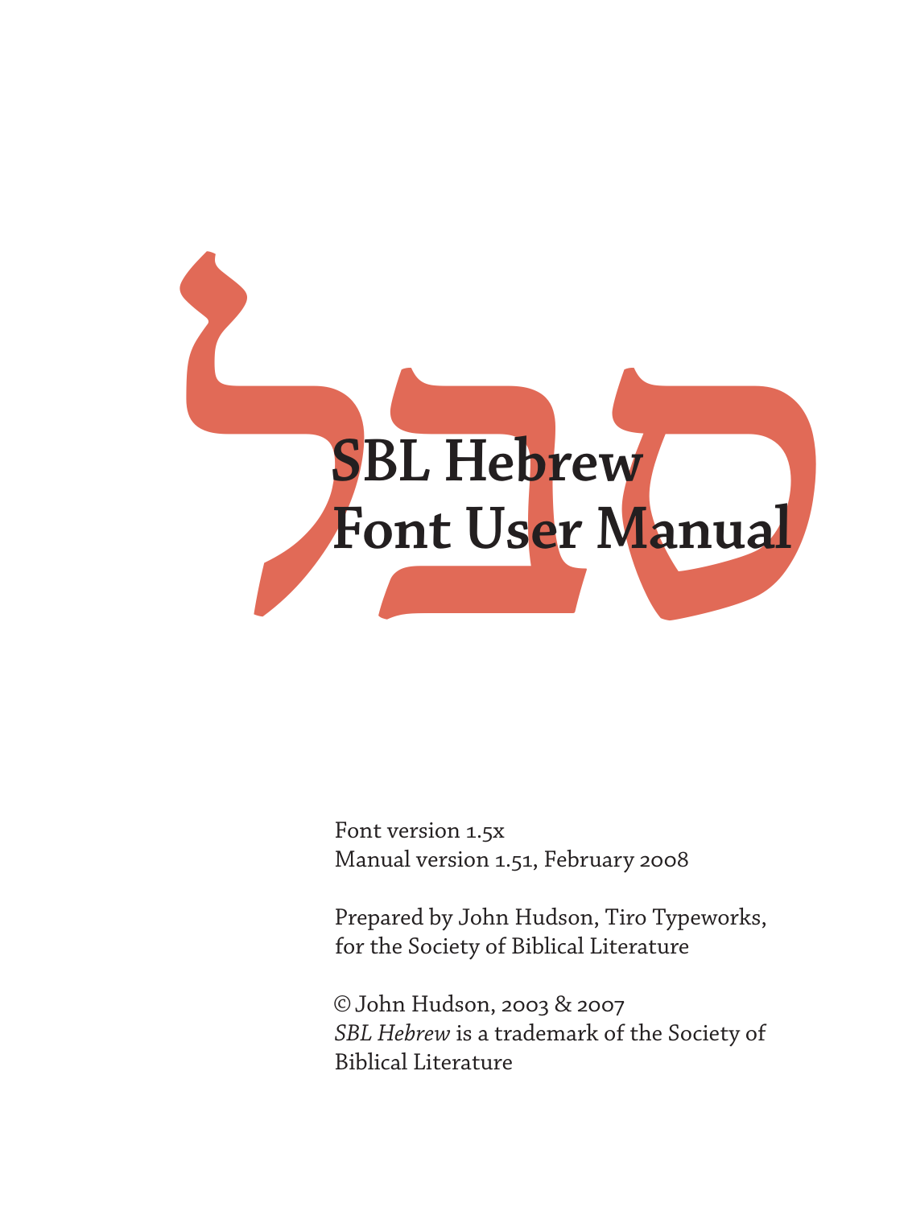# SBL Hebrew Font User Manual

Font version 1.5x
Manual version 1.51, February 2008

Prepared by John Hudson, Tiro Typeworks, for the Society of Biblical Literature

© John Hudson, 2003 & 2007
*SBL Hebrew* is a trademark of the Society of Biblical Literature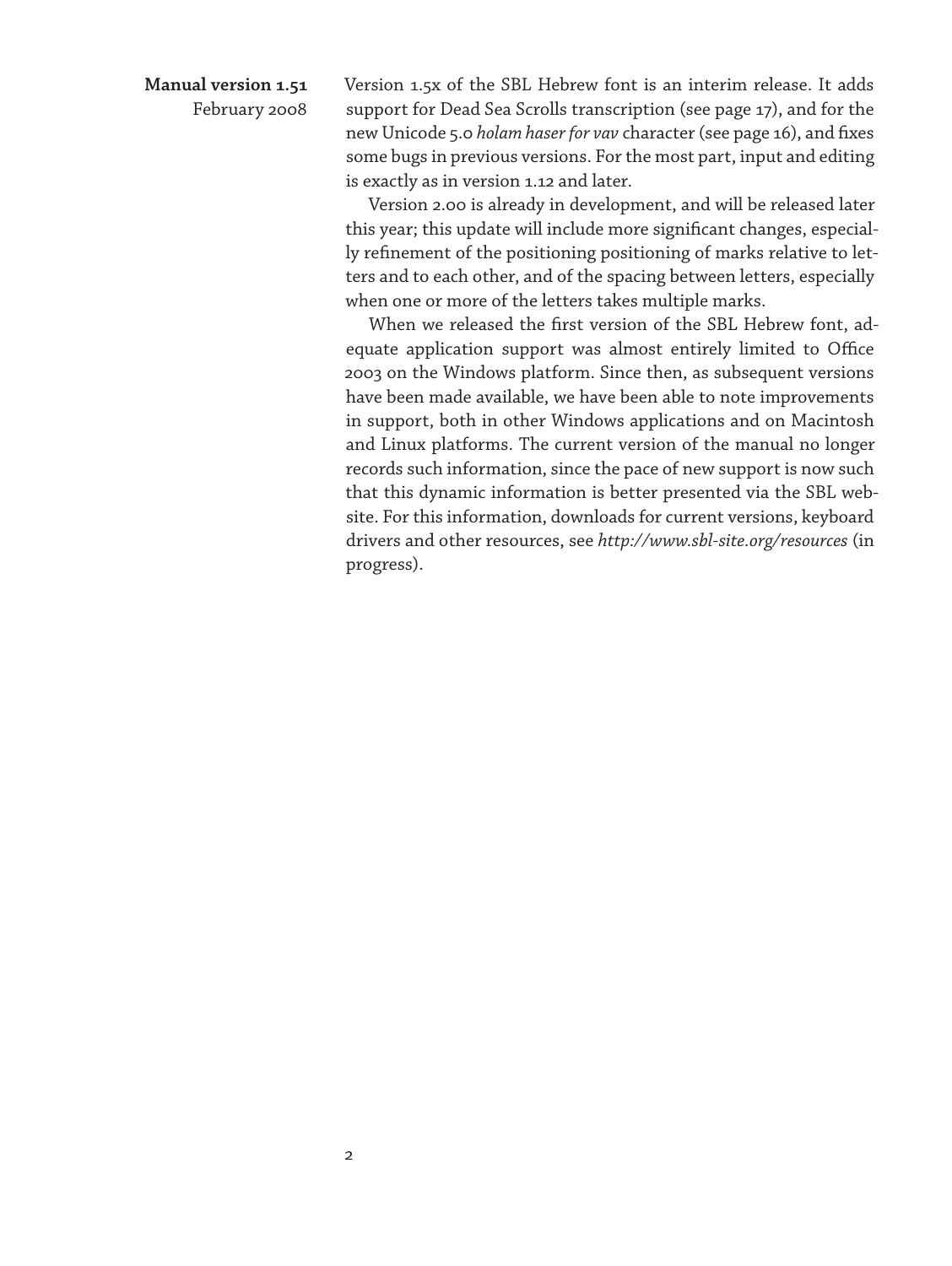**Manual version 1.51**
February 2008

Version 1.5x of the SBL Hebrew font is an interim release. It adds support for Dead Sea Scrolls transcription (see page 17), and for the new Unicode 5.0 *holam haser for vav* character (see page 16), and fixes some bugs in previous versions. For the most part, input and editing is exactly as in version 1.12 and later.

Version 2.00 is already in development, and will be released later this year; this update will include more significant changes, especially refinement of the positioning positioning of marks relative to letters and to each other, and of the spacing between letters, especially when one or more of the letters takes multiple marks.

When we released the first version of the SBL Hebrew font, adequate application support was almost entirely limited to Office 2003 on the Windows platform. Since then, as subsequent versions have been made available, we have been able to note improvements in support, both in other Windows applications and on Macintosh and Linux platforms. The current version of the manual no longer records such information, since the pace of new support is now such that this dynamic information is better presented via the SBL website. For this information, downloads for current versions, keyboard drivers and other resources, see *http://www.sbl-site.org/resources* (in progress).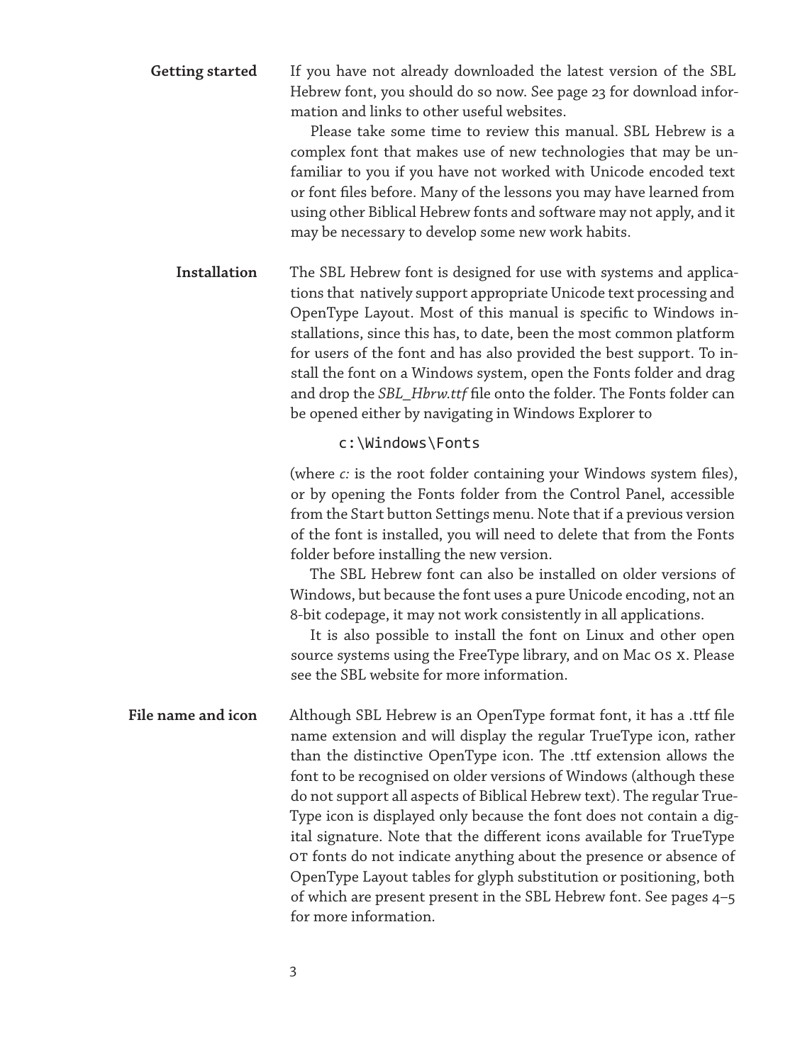## Getting started

If you have not already downloaded the latest version of the SBL Hebrew font, you should do so now. See page 23 for download information and links to other useful websites.

Please take some time to review this manual. SBL Hebrew is a complex font that makes use of new technologies that may be unfamiliar to you if you have not worked with Unicode encoded text or font files before. Many of the lessons you may have learned from using other Biblical Hebrew fonts and software may not apply, and it may be necessary to develop some new work habits.

## Installation

The SBL Hebrew font is designed for use with systems and applications that natively support appropriate Unicode text processing and OpenType Layout. Most of this manual is specific to Windows installations, since this has, to date, been the most common platform for users of the font and has also provided the best support. To install the font on a Windows system, open the Fonts folder and drag and drop the *SBL_Hbrw.ttf* file onto the folder. The Fonts folder can be opened either by navigating in Windows Explorer to

```
c:\Windows\Fonts
```

(where *c:* is the root folder containing your Windows system files), or by opening the Fonts folder from the Control Panel, accessible from the Start button Settings menu. Note that if a previous version of the font is installed, you will need to delete that from the Fonts folder before installing the new version.

The SBL Hebrew font can also be installed on older versions of Windows, but because the font uses a pure Unicode encoding, not an 8-bit codepage, it may not work consistently in all applications.

It is also possible to install the font on Linux and other open source systems using the FreeType library, and on Mac OS X. Please see the SBL website for more information.

## File name and icon

Although SBL Hebrew is an OpenType format font, it has a .ttf file name extension and will display the regular TrueType icon, rather than the distinctive OpenType icon. The .ttf extension allows the font to be recognised on older versions of Windows (although these do not support all aspects of Biblical Hebrew text). The regular TrueType icon is displayed only because the font does not contain a digital signature. Note that the different icons available for TrueType OT fonts do not indicate anything about the presence or absence of OpenType Layout tables for glyph substitution or positioning, both of which are present present in the SBL Hebrew font. See pages 4–5 for more information.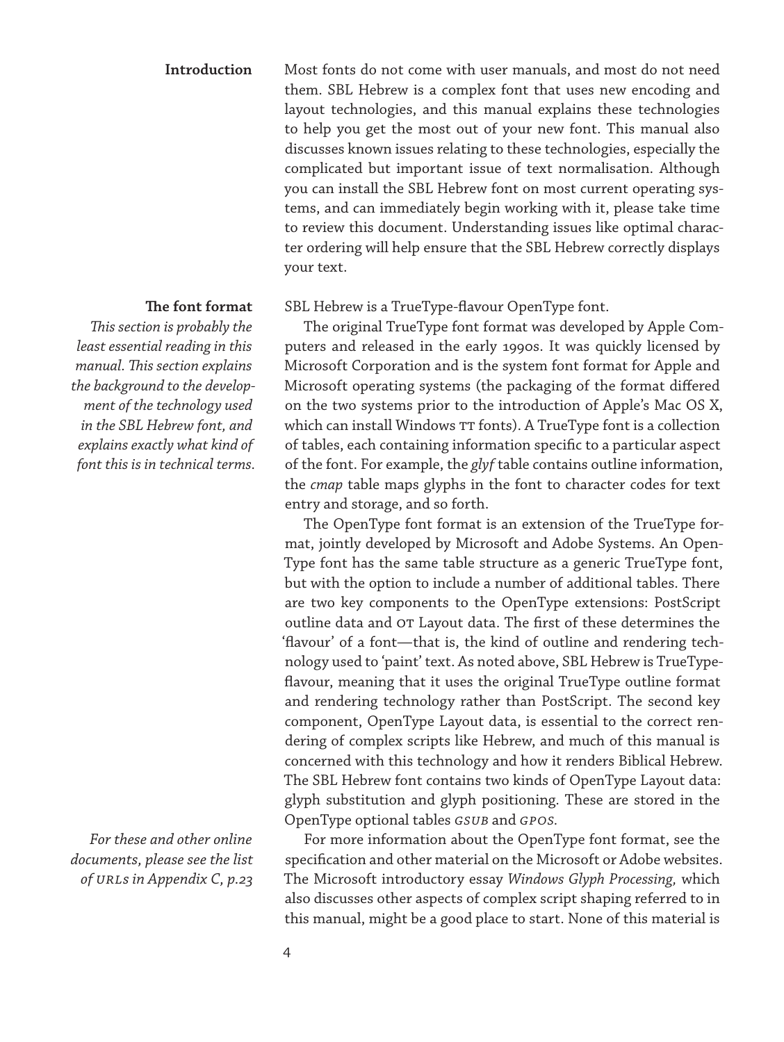## Introduction

Most fonts do not come with user manuals, and most do not need them. SBL Hebrew is a complex font that uses new encoding and layout technologies, and this manual explains these technologies to help you get the most out of your new font. This manual also discusses known issues relating to these technologies, especially the complicated but important issue of text normalisation. Although you can install the SBL Hebrew font on most current operating systems, and can immediately begin working with it, please take time to review this document. Understanding issues like optimal character ordering will help ensure that the SBL Hebrew correctly displays your text.

## The font format

*This section is probably the least essential reading in this manual. This section explains the background to the development of the technology used in the SBL Hebrew font, and explains exactly what kind of font this is in technical terms.*

SBL Hebrew is a TrueType-flavour OpenType font.

The original TrueType font format was developed by Apple Computers and released in the early 1990s. It was quickly licensed by Microsoft Corporation and is the system font format for Apple and Microsoft operating systems (the packaging of the format differed on the two systems prior to the introduction of Apple's Mac OS X, which can install Windows TT fonts). A TrueType font is a collection of tables, each containing information specific to a particular aspect of the font. For example, the *glyf* table contains outline information, the *cmap* table maps glyphs in the font to character codes for text entry and storage, and so forth.

The OpenType font format is an extension of the TrueType format, jointly developed by Microsoft and Adobe Systems. An OpenType font has the same table structure as a generic TrueType font, but with the option to include a number of additional tables. There are two key components to the OpenType extensions: PostScript outline data and OT Layout data. The first of these determines the 'flavour' of a font—that is, the kind of outline and rendering technology used to 'paint' text. As noted above, SBL Hebrew is TrueType-flavour, meaning that it uses the original TrueType outline format and rendering technology rather than PostScript. The second key component, OpenType Layout data, is essential to the correct rendering of complex scripts like Hebrew, and much of this manual is concerned with this technology and how it renders Biblical Hebrew. The SBL Hebrew font contains two kinds of OpenType Layout data: glyph substitution and glyph positioning. These are stored in the OpenType optional tables *GSUB* and *GPOS*.

*For these and other online documents, please see the list of URLs in Appendix C, p.23*

For more information about the OpenType font format, see the specification and other material on the Microsoft or Adobe websites. The Microsoft introductory essay *Windows Glyph Processing,* which also discusses other aspects of complex script shaping referred to in this manual, might be a good place to start. None of this material is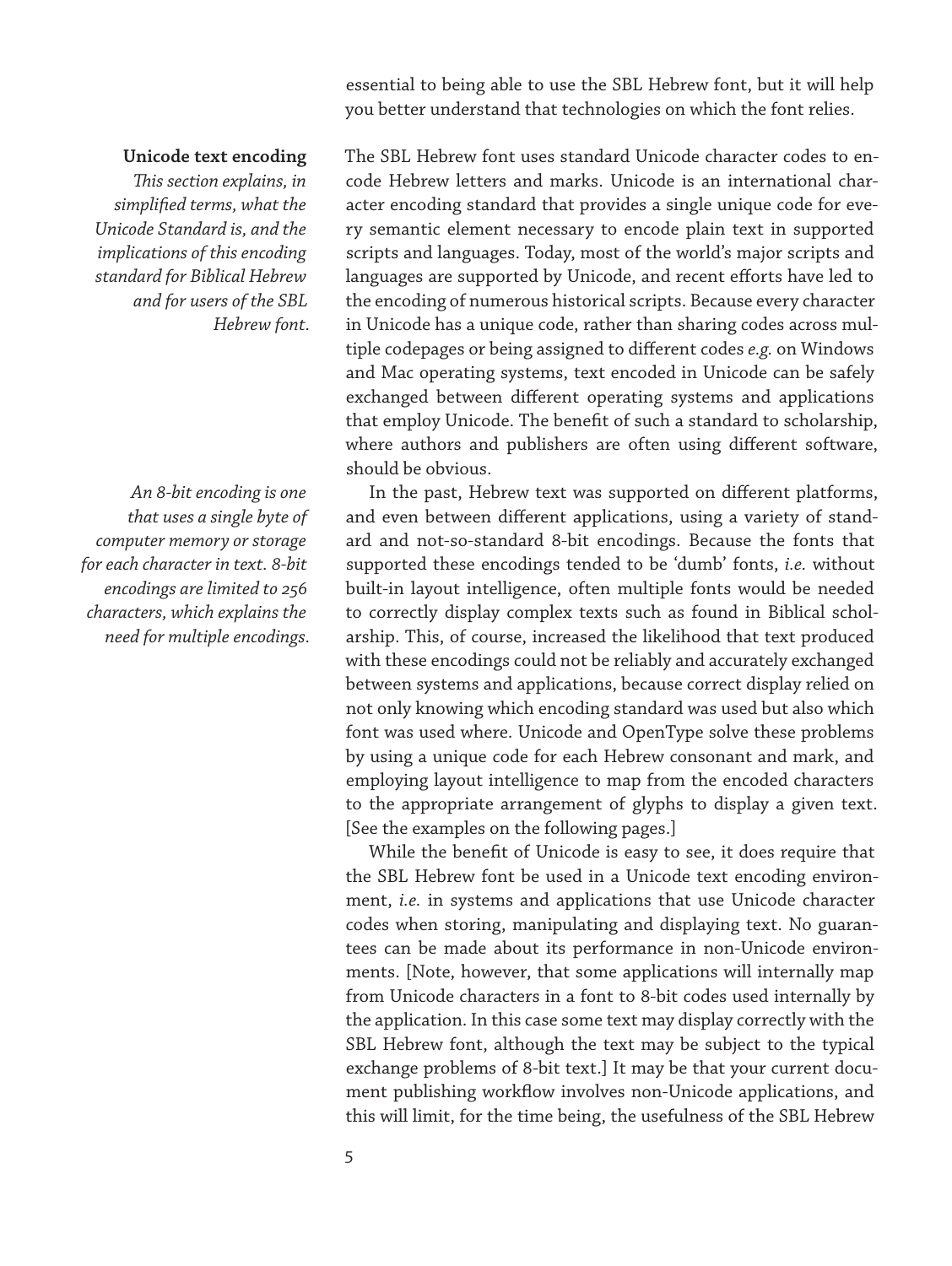essential to being able to use the SBL Hebrew font, but it will help you better understand that technologies on which the font relies.

**Unicode text encoding**

*This section explains, in simplified terms, what the Unicode Standard is, and the implications of this encoding standard for Biblical Hebrew and for users of the SBL Hebrew font.*

The SBL Hebrew font uses standard Unicode character codes to encode Hebrew letters and marks. Unicode is an international character encoding standard that provides a single unique code for every semantic element necessary to encode plain text in supported scripts and languages. Today, most of the world's major scripts and languages are supported by Unicode, and recent efforts have led to the encoding of numerous historical scripts. Because every character in Unicode has a unique code, rather than sharing codes across multiple codepages or being assigned to different codes *e.g.* on Windows and Mac operating systems, text encoded in Unicode can be safely exchanged between different operating systems and applications that employ Unicode. The benefit of such a standard to scholarship, where authors and publishers are often using different software, should be obvious.

*An 8-bit encoding is one that uses a single byte of computer memory or storage for each character in text. 8-bit encodings are limited to 256 characters, which explains the need for multiple encodings.*

In the past, Hebrew text was supported on different platforms, and even between different applications, using a variety of standard and not-so-standard 8-bit encodings. Because the fonts that supported these encodings tended to be 'dumb' fonts, *i.e.* without built-in layout intelligence, often multiple fonts would be needed to correctly display complex texts such as found in Biblical scholarship. This, of course, increased the likelihood that text produced with these encodings could not be reliably and accurately exchanged between systems and applications, because correct display relied on not only knowing which encoding standard was used but also which font was used where. Unicode and OpenType solve these problems by using a unique code for each Hebrew consonant and mark, and employing layout intelligence to map from the encoded characters to the appropriate arrangement of glyphs to display a given text. [See the examples on the following pages.]

While the benefit of Unicode is easy to see, it does require that the SBL Hebrew font be used in a Unicode text encoding environment, *i.e.* in systems and applications that use Unicode character codes when storing, manipulating and displaying text. No guarantees can be made about its performance in non-Unicode environments. [Note, however, that some applications will internally map from Unicode characters in a font to 8-bit codes used internally by the application. In this case some text may display correctly with the SBL Hebrew font, although the text may be subject to the typical exchange problems of 8-bit text.] It may be that your current document publishing workflow involves non-Unicode applications, and this will limit, for the time being, the usefulness of the SBL Hebrew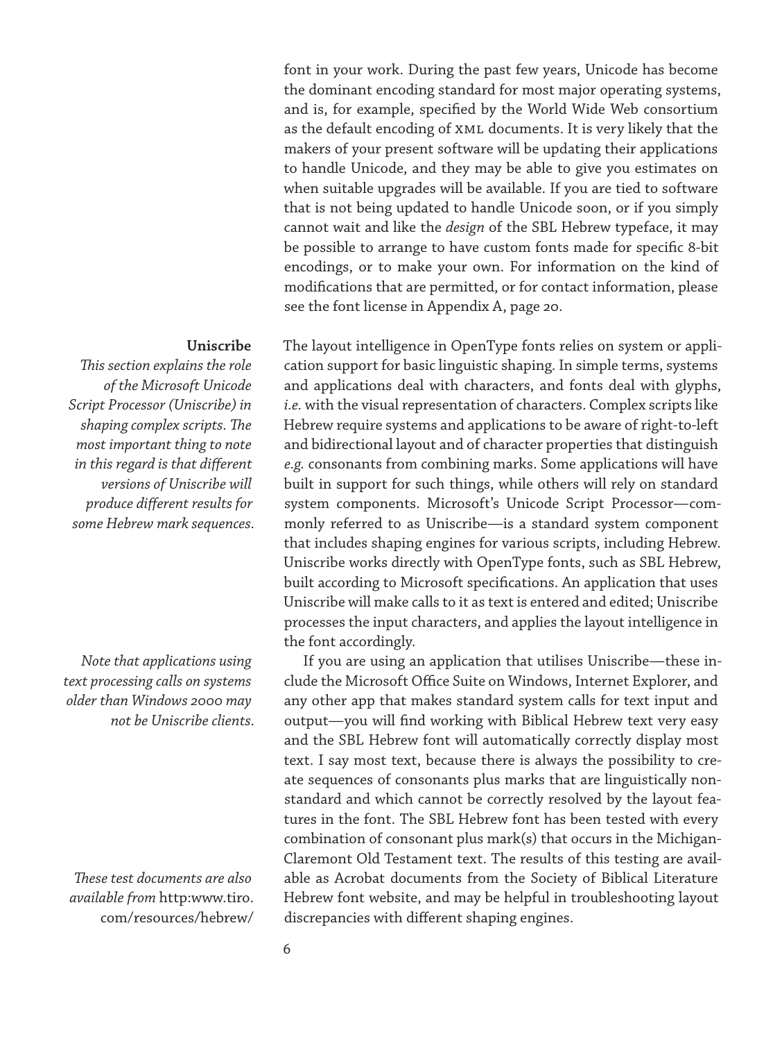font in your work. During the past few years, Unicode has become the dominant encoding standard for most major operating systems, and is, for example, specified by the World Wide Web consortium as the default encoding of XML documents. It is very likely that the makers of your present software will be updating their applications to handle Unicode, and they may be able to give you estimates on when suitable upgrades will be available. If you are tied to software that is not being updated to handle Unicode soon, or if you simply cannot wait and like the *design* of the SBL Hebrew typeface, it may be possible to arrange to have custom fonts made for specific 8-bit encodings, or to make your own. For information on the kind of modifications that are permitted, or for contact information, please see the font license in Appendix A, page 20.

### Uniscribe

*This section explains the role of the Microsoft Unicode Script Processor (Uniscribe) in shaping complex scripts. The most important thing to note in this regard is that different versions of Uniscribe will produce different results for some Hebrew mark sequences.*

The layout intelligence in OpenType fonts relies on system or application support for basic linguistic shaping. In simple terms, systems and applications deal with characters, and fonts deal with glyphs, *i.e.* with the visual representation of characters. Complex scripts like Hebrew require systems and applications to be aware of right-to-left and bidirectional layout and of character properties that distinguish *e.g.* consonants from combining marks. Some applications will have built in support for such things, while others will rely on standard system components. Microsoft's Unicode Script Processor—commonly referred to as Uniscribe—is a standard system component that includes shaping engines for various scripts, including Hebrew. Uniscribe works directly with OpenType fonts, such as SBL Hebrew, built according to Microsoft specifications. An application that uses Uniscribe will make calls to it as text is entered and edited; Uniscribe processes the input characters, and applies the layout intelligence in the font accordingly.

*Note that applications using text processing calls on systems older than Windows 2000 may not be Uniscribe clients.*

If you are using an application that utilises Uniscribe—these include the Microsoft Office Suite on Windows, Internet Explorer, and any other app that makes standard system calls for text input and output—you will find working with Biblical Hebrew text very easy and the SBL Hebrew font will automatically correctly display most text. I say most text, because there is always the possibility to create sequences of consonants plus marks that are linguistically nonstandard and which cannot be correctly resolved by the layout features in the font. The SBL Hebrew font has been tested with every combination of consonant plus mark(s) that occurs in the Michigan-Claremont Old Testament text. The results of this testing are available as Acrobat documents from the Society of Biblical Literature Hebrew font website, and may be helpful in troubleshooting layout discrepancies with different shaping engines.

*These test documents are also available from* http:www.tiro.com/resources/hebrew/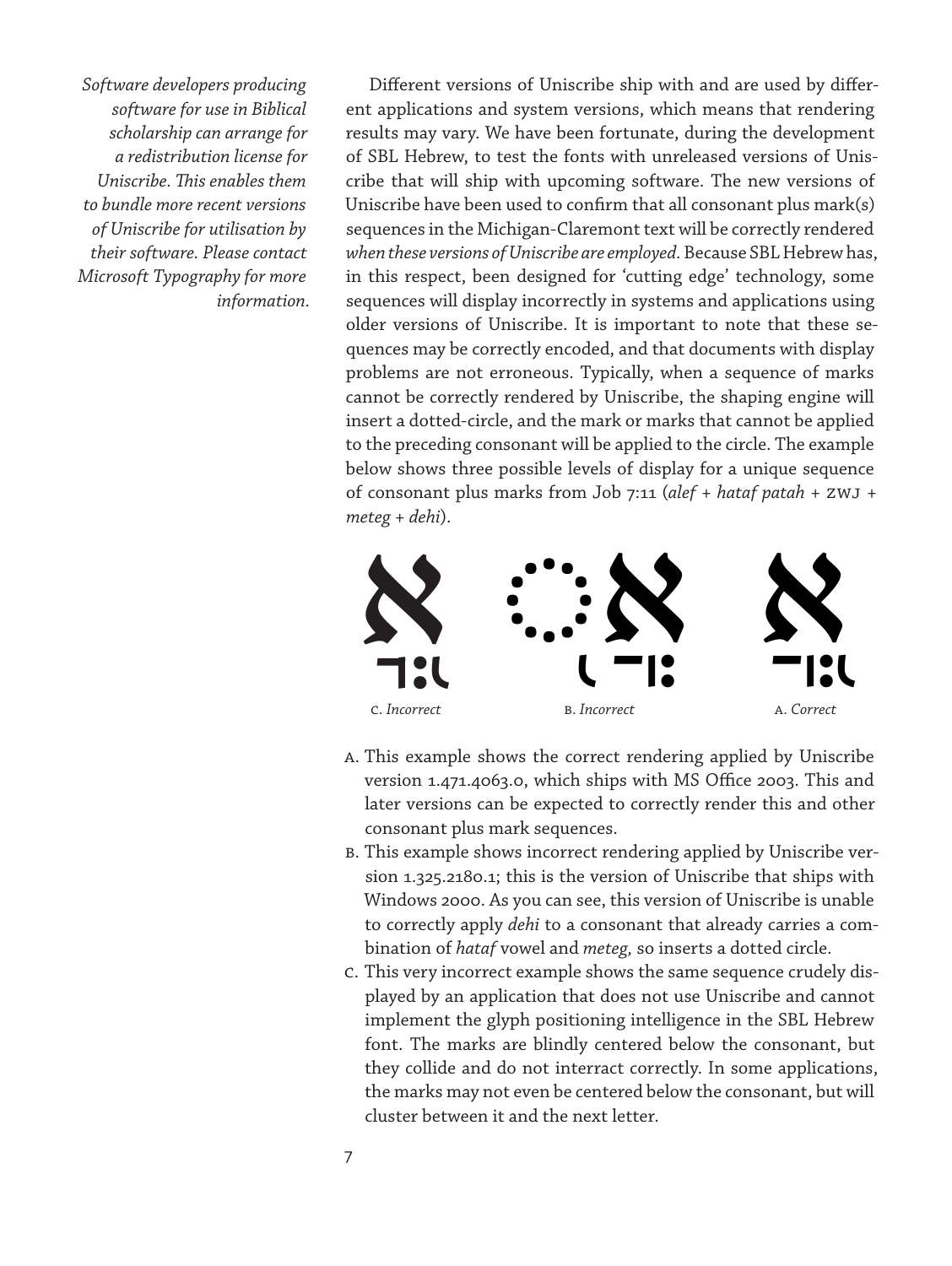*Software developers producing software for use in Biblical scholarship can arrange for a redistribution license for Uniscribe. This enables them to bundle more recent versions of Uniscribe for utilisation by their software. Please contact Microsoft Typography for more information.*

Different versions of Uniscribe ship with and are used by different applications and system versions, which means that rendering results may vary. We have been fortunate, during the development of SBL Hebrew, to test the fonts with unreleased versions of Uniscribe that will ship with upcoming software. The new versions of Uniscribe have been used to confirm that all consonant plus mark(s) sequences in the Michigan-Claremont text will be correctly rendered *when these versions of Uniscribe are employed*. Because SBL Hebrew has, in this respect, been designed for 'cutting edge' technology, some sequences will display incorrectly in systems and applications using older versions of Uniscribe. It is important to note that these sequences may be correctly encoded, and that documents with display problems are not erroneous. Typically, when a sequence of marks cannot be correctly rendered by Uniscribe, the shaping engine will insert a dotted-circle, and the mark or marks that cannot be applied to the preceding consonant will be applied to the circle. The example below shows three possible levels of display for a unique sequence of consonant plus marks from Job 7:11 (*alef* + *hataf patah* + ZWJ + *meteg* + *dehi*).

C. *Incorrect* B. *Incorrect* A. *Correct*

A. This example shows the correct rendering applied by Uniscribe version 1.471.4063.0, which ships with MS Office 2003. This and later versions can be expected to correctly render this and other consonant plus mark sequences.

B. This example shows incorrect rendering applied by Uniscribe version 1.325.2180.1; this is the version of Uniscribe that ships with Windows 2000. As you can see, this version of Uniscribe is unable to correctly apply *dehi* to a consonant that already carries a combination of *hataf* vowel and *meteg,* so inserts a dotted circle.

C. This very incorrect example shows the same sequence crudely displayed by an application that does not use Uniscribe and cannot implement the glyph positioning intelligence in the SBL Hebrew font. The marks are blindly centered below the consonant, but they collide and do not interract correctly. In some applications, the marks may not even be centered below the consonant, but will cluster between it and the next letter.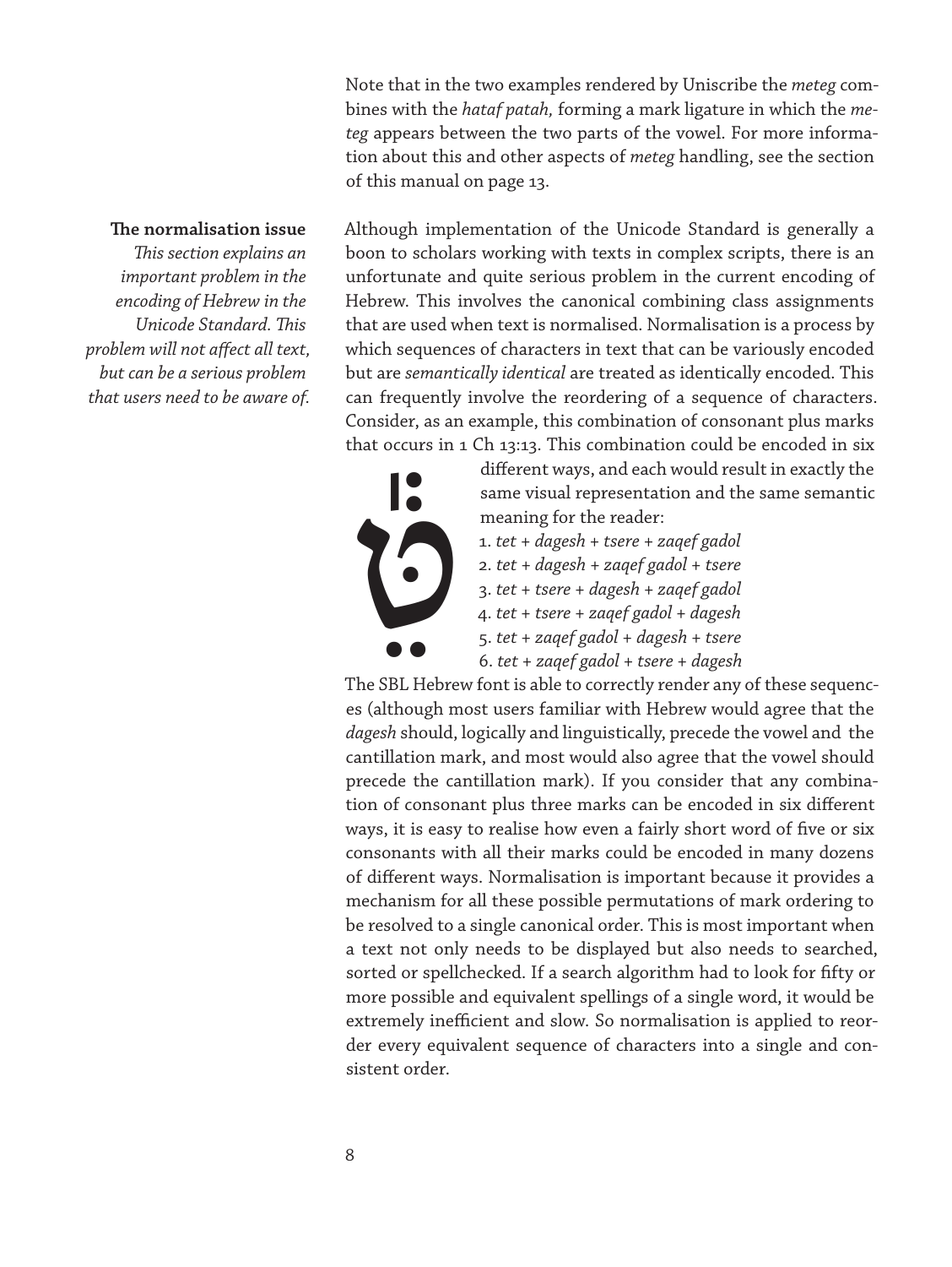Note that in the two examples rendered by Uniscribe the *meteg* combines with the *hataf patah,* forming a mark ligature in which the *meteg* appears between the two parts of the vowel. For more information about this and other aspects of *meteg* handling, see the section of this manual on page 13.

## The normalisation issue

*This section explains an important problem in the encoding of Hebrew in the Unicode Standard. This problem will not affect all text, but can be a serious problem that users need to be aware of.*

Although implementation of the Unicode Standard is generally a boon to scholars working with texts in complex scripts, there is an unfortunate and quite serious problem in the current encoding of Hebrew. This involves the canonical combining class assignments that are used when text is normalised. Normalisation is a process by which sequences of characters in text that can be variously encoded but are *semantically identical* are treated as identically encoded. This can frequently involve the reordering of a sequence of characters. Consider, as an example, this combination of consonant plus marks that occurs in 1 Ch 13:13. This combination could be encoded in six different ways, and each would result in exactly the same visual representation and the same semantic meaning for the reader:

טֵּ֕

1. *tet + dagesh + tsere + zaqef gadol*
2. *tet + dagesh + zaqef gadol + tsere*
3. *tet + tsere + dagesh + zaqef gadol*
4. *tet + tsere + zaqef gadol + dagesh*
5. *tet + zaqef gadol + dagesh + tsere*
6. *tet + zaqef gadol + tsere + dagesh*

The SBL Hebrew font is able to correctly render any of these sequences (although most users familiar with Hebrew would agree that the *dagesh* should, logically and linguistically, precede the vowel and the cantillation mark, and most would also agree that the vowel should precede the cantillation mark). If you consider that any combination of consonant plus three marks can be encoded in six different ways, it is easy to realise how even a fairly short word of five or six consonants with all their marks could be encoded in many dozens of different ways. Normalisation is important because it provides a mechanism for all these possible permutations of mark ordering to be resolved to a single canonical order. This is most important when a text not only needs to be displayed but also needs to searched, sorted or spellchecked. If a search algorithm had to look for fifty or more possible and equivalent spellings of a single word, it would be extremely inefficient and slow. So normalisation is applied to reorder every equivalent sequence of characters into a single and consistent order.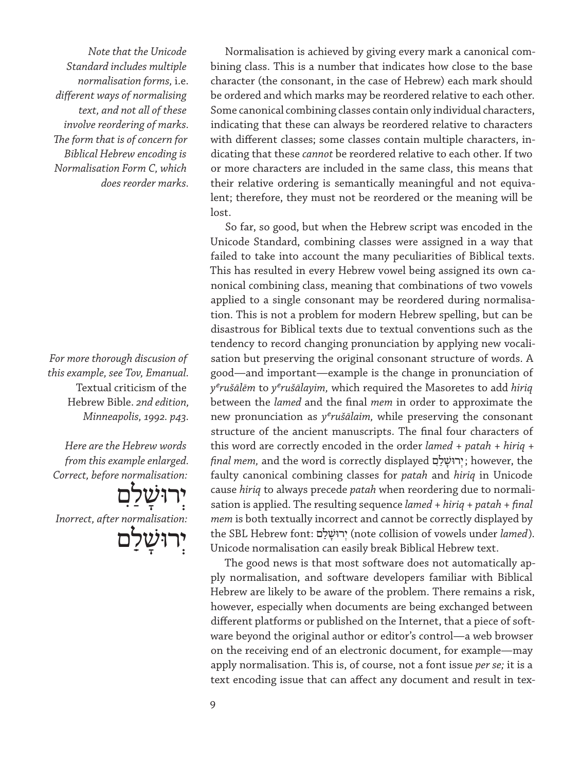*Note that the Unicode Standard includes multiple normalisation forms,* i.e. *different ways of normalising text, and not all of these involve reordering of marks. The form that is of concern for Biblical Hebrew encoding is Normalisation Form C, which does reorder marks.*

Normalisation is achieved by giving every mark a canonical combining class. This is a number that indicates how close to the base character (the consonant, in the case of Hebrew) each mark should be ordered and which marks may be reordered relative to each other. Some canonical combining classes contain only individual characters, indicating that these can always be reordered relative to characters with different classes; some classes contain multiple characters, indicating that these *cannot* be reordered relative to each other. If two or more characters are included in the same class, this means that their relative ordering is semantically meaningful and not equivalent; therefore, they must not be reordered or the meaning will be lost.

So far, so good, but when the Hebrew script was encoded in the Unicode Standard, combining classes were assigned in a way that failed to take into account the many peculiarities of Biblical texts. This has resulted in every Hebrew vowel being assigned its own canonical combining class, meaning that combinations of two vowels applied to a single consonant may be reordered during normalisation. This is not a problem for modern Hebrew spelling, but can be disastrous for Biblical texts due to textual conventions such as the tendency to record changing pronunciation by applying new vocalisation but preserving the original consonant structure of words. A good—and important—example is the change in pronunciation of *y*[e]*rušālēm* to *y*[e]*rušālayim,* which required the Masoretes to add *hiriq* between the *lamed* and the final *mem* in order to approximate the new pronunciation as *y*[e]*rušālaim,* while preserving the consonant structure of the ancient manuscripts. The final four characters of this word are correctly encoded in the order *lamed + patah + hiriq + final mem,* and the word is correctly displayed יְרוּשָׁלַםִ; however, the faulty canonical combining classes for *patah* and *hiriq* in Unicode cause *hiriq* to always precede *patah* when reordering due to normalisation is applied. The resulting sequence *lamed + hiriq + patah + final mem* is both textually incorrect and cannot be correctly displayed by the SBL Hebrew font: יְרוּשָׁלִַם (note collision of vowels under *lamed*). Unicode normalisation can easily break Biblical Hebrew text.

*For more thorough discusion of this example, see Tov, Emanual.* Textual criticism of the Hebrew Bible. *2nd edition, Minneapolis, 1992. p43.*

*Here are the Hebrew words from this example enlarged. Correct, before normalisation:*

יְרוּשָׁלַםִ

*Inorrect, after normalisation:*

יְרוּשָׁלִַם

The good news is that most software does not automatically apply normalisation, and software developers familiar with Biblical Hebrew are likely to be aware of the problem. There remains a risk, however, especially when documents are being exchanged between different platforms or published on the Internet, that a piece of software beyond the original author or editor's control—a web browser on the receiving end of an electronic document, for example—may apply normalisation. This is, of course, not a font issue *per se;* it is a text encoding issue that can affect any document and result in tex-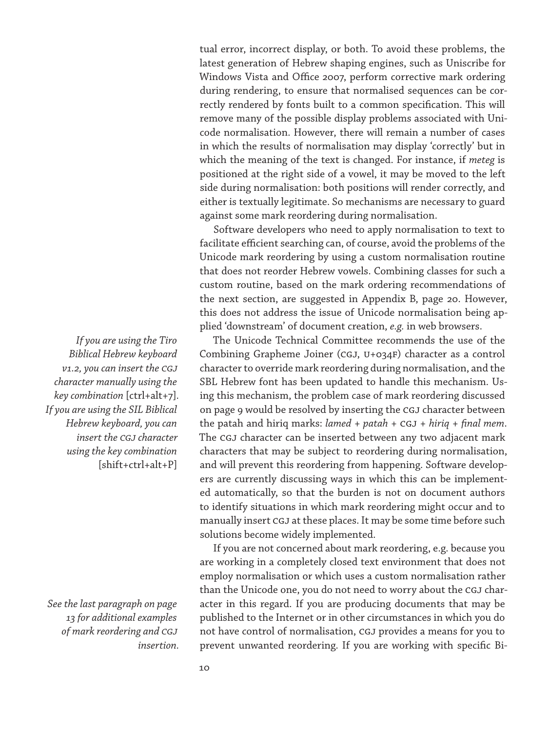tual error, incorrect display, or both. To avoid these problems, the latest generation of Hebrew shaping engines, such as Uniscribe for Windows Vista and Office 2007, perform corrective mark ordering during rendering, to ensure that normalised sequences can be correctly rendered by fonts built to a common specification. This will remove many of the possible display problems associated with Unicode normalisation. However, there will remain a number of cases in which the results of normalisation may display 'correctly' but in which the meaning of the text is changed. For instance, if *meteg* is positioned at the right side of a vowel, it may be moved to the left side during normalisation: both positions will render correctly, and either is textually legitimate. So mechanisms are necessary to guard against some mark reordering during normalisation.

Software developers who need to apply normalisation to text to facilitate efficient searching can, of course, avoid the problems of the Unicode mark reordering by using a custom normalisation routine that does not reorder Hebrew vowels. Combining classes for such a custom routine, based on the mark ordering recommendations of the next section, are suggested in Appendix B, page 20. However, this does not address the issue of Unicode normalisation being applied 'downstream' of document creation, *e.g.* in web browsers.

*If you are using the Tiro Biblical Hebrew keyboard v1.2, you can insert the CGJ character manually using the key combination* [ctrl+alt+7]. *If you are using the SIL Biblical Hebrew keyboard, you can insert the CGJ character using the key combination* [shift+ctrl+alt+P]

The Unicode Technical Committee recommends the use of the Combining Grapheme Joiner (CGJ, U+034F) character as a control character to override mark reordering during normalisation, and the SBL Hebrew font has been updated to handle this mechanism. Using this mechanism, the problem case of mark reordering discussed on page 9 would be resolved by inserting the CGJ character between the patah and hiriq marks: *lamed + patah +* CGJ *+ hiriq + final mem*. The CGJ character can be inserted between any two adjacent mark characters that may be subject to reordering during normalisation, and will prevent this reordering from happening. Software developers are currently discussing ways in which this can be implemented automatically, so that the burden is not on document authors to identify situations in which mark reordering might occur and to manually insert CGJ at these places. It may be some time before such solutions become widely implemented.

*See the last paragraph on page 13 for additional examples of mark reordering and CGJ insertion.*

If you are not concerned about mark reordering, e.g. because you are working in a completely closed text environment that does not employ normalisation or which uses a custom normalisation rather than the Unicode one, you do not need to worry about the CGJ character in this regard. If you are producing documents that may be published to the Internet or in other circumstances in which you do not have control of normalisation, CGJ provides a means for you to prevent unwanted reordering. If you are working with specific Bi-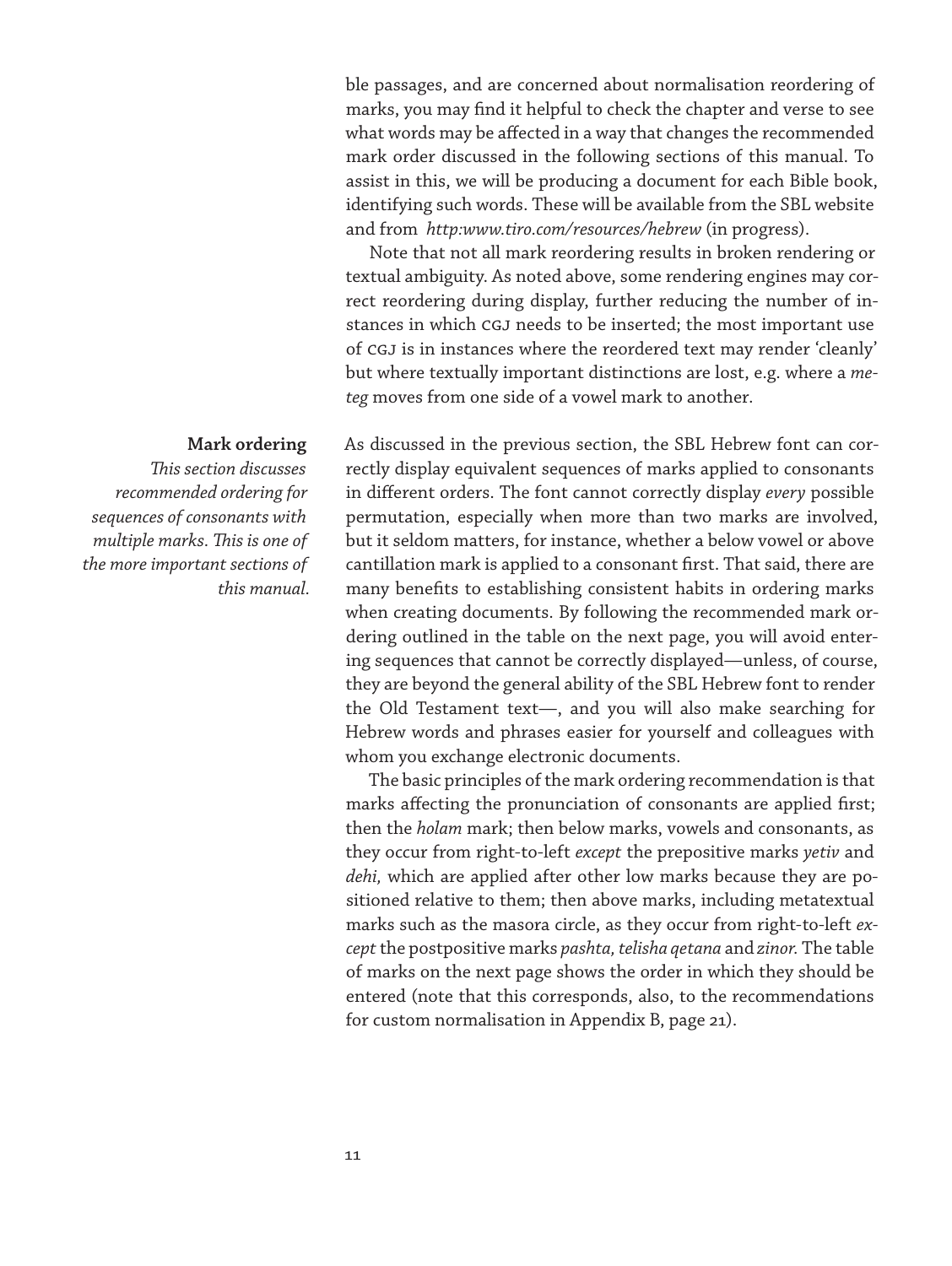ble passages, and are concerned about normalisation reordering of marks, you may find it helpful to check the chapter and verse to see what words may be affected in a way that changes the recommended mark order discussed in the following sections of this manual. To assist in this, we will be producing a document for each Bible book, identifying such words. These will be available from the SBL website and from *http:www.tiro.com/resources/hebrew* (in progress).

Note that not all mark reordering results in broken rendering or textual ambiguity. As noted above, some rendering engines may correct reordering during display, further reducing the number of instances in which CGJ needs to be inserted; the most important use of CGJ is in instances where the reordered text may render 'cleanly' but where textually important distinctions are lost, e.g. where a *meteg* moves from one side of a vowel mark to another.

## Mark ordering

*This section discusses recommended ordering for sequences of consonants with multiple marks. This is one of the more important sections of this manual.*

As discussed in the previous section, the SBL Hebrew font can correctly display equivalent sequences of marks applied to consonants in different orders. The font cannot correctly display *every* possible permutation, especially when more than two marks are involved, but it seldom matters, for instance, whether a below vowel or above cantillation mark is applied to a consonant first. That said, there are many benefits to establishing consistent habits in ordering marks when creating documents. By following the recommended mark ordering outlined in the table on the next page, you will avoid entering sequences that cannot be correctly displayed—unless, of course, they are beyond the general ability of the SBL Hebrew font to render the Old Testament text—, and you will also make searching for Hebrew words and phrases easier for yourself and colleagues with whom you exchange electronic documents.

The basic principles of the mark ordering recommendation is that marks affecting the pronunciation of consonants are applied first; then the *holam* mark; then below marks, vowels and consonants, as they occur from right-to-left *except* the prepositive marks *yetiv* and *dehi,* which are applied after other low marks because they are positioned relative to them; then above marks, including metatextual marks such as the masora circle, as they occur from right-to-left *except* the postpositive marks *pashta, telisha qetana* and *zinor*. The table of marks on the next page shows the order in which they should be entered (note that this corresponds, also, to the recommendations for custom normalisation in Appendix B, page 21).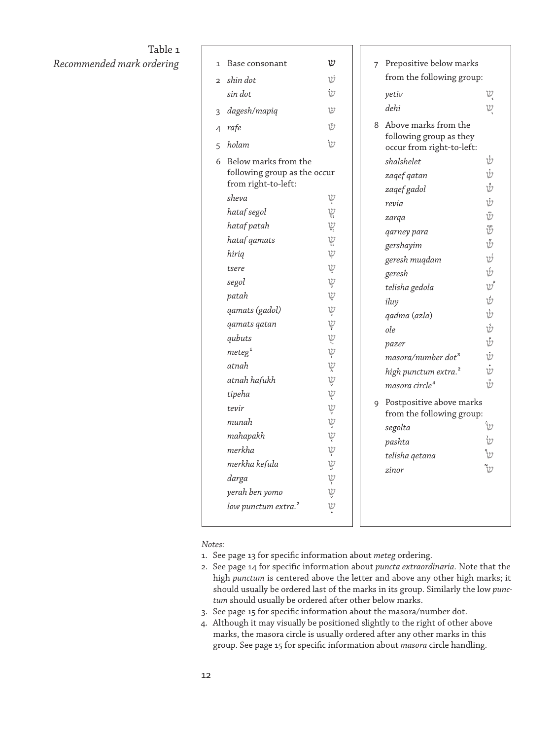Table 1
*Recommended mark ordering*

| # | Mark | Example |
|---|---|---|
| 1 | Base consonant | ש |
| 2 | *shin dot* | שׁ |
| | *sin dot* | שׂ |
| 3 | *dagesh/mapiq* | שּ |
| 4 | *rafe* | שֿ |
| 5 | *holam* | שֹ |
| 6 | Below marks from the following group as the occur from right-to-left: | |
| | *sheva* | שְ |
| | *hataf segol* | שֱ |
| | *hataf patah* | שֲ |
| | *hataf qamats* | שֳ |
| | *hiriq* | שִ |
| | *tsere* | שֵ |
| | *segol* | שֶ |
| | *patah* | שַ |
| | *qamats (gadol)* | שָ |
| | *qamats qatan* | שׇ |
| | *qubuts* | שֻ |
| | *meteg*[1] | שֽ |
| | *atnah* | ש֑ |
| | *atnah hafukh* | ש֢ |
| | *tipeha* | ש֖ |
| | *tevir* | ש֛ |
| | *munah* | ש֣ |
| | *mahapakh* | ש֤ |
| | *merkha* | ש֥ |
| | *merkha kefula* | ש֦ |
| | *darga* | ש֧ |
| | *yerah ben yomo* | ש֪ |
| | *low punctum extra.*[2] | שׅ |
| 7 | Prepositive below marks from the following group: | |
| | *yetiv* | ש֚ |
| | *dehi* | ש֭ |
| 8 | Above marks from the following group as they occur from right-to-left: | |
| | *shalshelet* | ש֓ |
| | *zaqef qatan* | ש֔ |
| | *zaqef gadol* | ש֕ |
| | *revia* | ש֗ |
| | *zarqa* | ש֘ |
| | *qarney para* | ש֟ |
| | *gershayim* | ש֞ |
| | *geresh muqdam* | ש֝ |
| | *geresh* | ש֜ |
| | *telisha gedola* | ש֠ |
| | *iluy* | ש֬ |
| | *qadma* (*azla*) | ש֨ |
| | *ole* | ש֫ |
| | *pazer* | ש֡ |
| | *masora/number dot*[3] | שׄ |
| | *high punctum extra.*[2] | שׄ |
| | *masora circle*[4] | ש֯ |
| 9 | Postpositive above marks from the following group: | |
| | *segolta* | ש֒ |
| | *pashta* | ש֙ |
| | *telisha qetana* | ש֩ |
| | *zinor* | ש֮ |

*Notes:*

1. See page 13 for specific information about *meteg* ordering.
2. See page 14 for specific information about *puncta extraordinaria*. Note that the high *punctum* is centered above the letter and above any other high marks; it should usually be ordered last of the marks in its group. Similarly the low *punctum* should usually be ordered after other below marks.
3. See page 15 for specific information about the masora/number dot.
4. Although it may visually be positioned slightly to the right of other above marks, the masora circle is usually ordered after any other marks in this group. See page 15 for specific information about *masora* circle handling.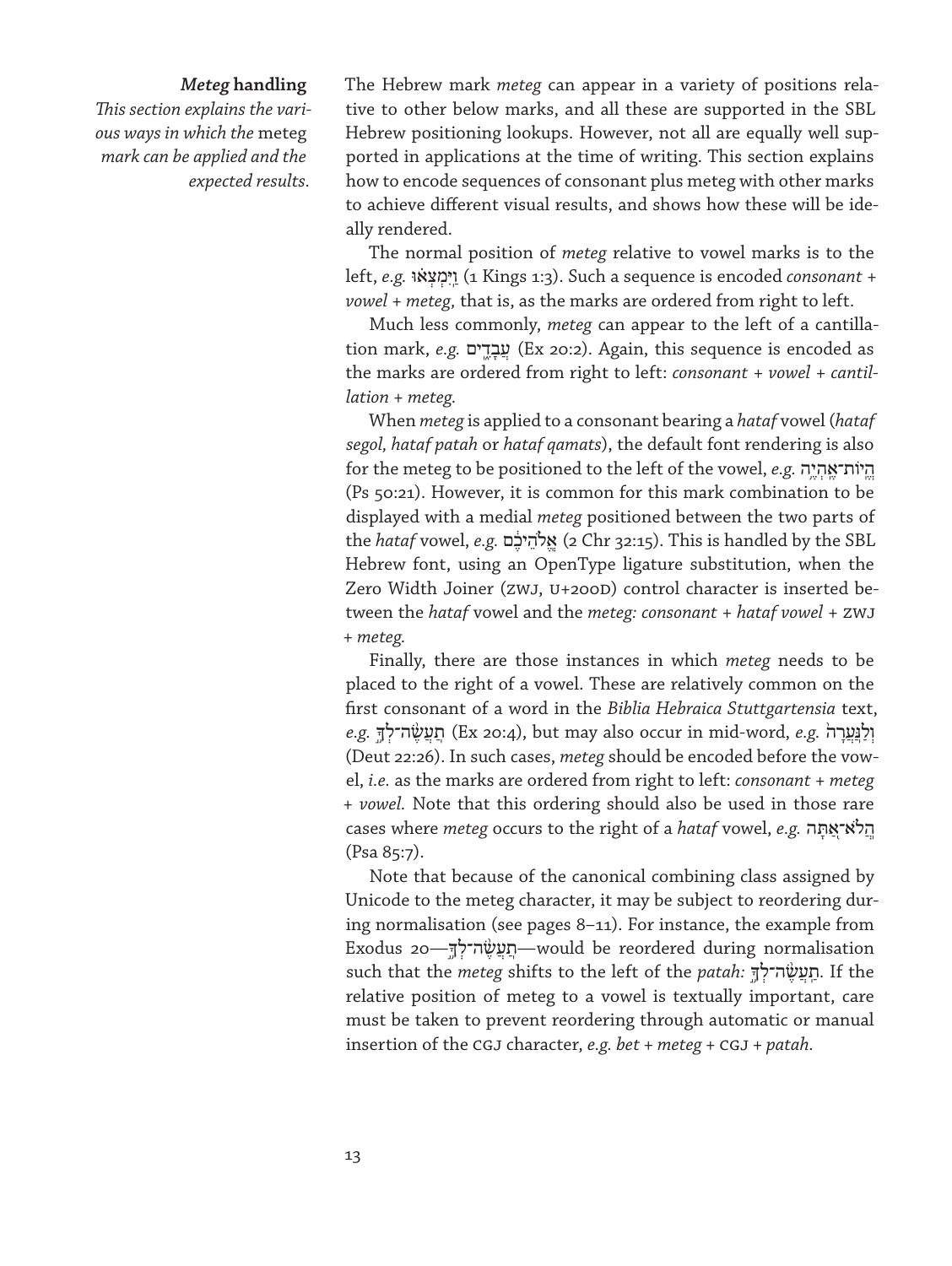## *Meteg* handling

*This section explains the various ways in which the* meteg *mark can be applied and the expected results.*

The Hebrew mark *meteg* can appear in a variety of positions relative to other below marks, and all these are supported in the SBL Hebrew positioning lookups. However, not all are equally well supported in applications at the time of writing. This section explains how to encode sequences of consonant plus meteg with other marks to achieve different visual results, and shows how these will be ideally rendered.

The normal position of *meteg* relative to vowel marks is to the left, *e.g.* וַֽיִּמְצְא֔וּ (1 Kings 1:3). Such a sequence is encoded *consonant + vowel + meteg*, that is, as the marks are ordered from right to left.

Much less commonly, *meteg* can appear to the left of a cantillation mark, *e.g.* עֲבָדִ֑ים (Ex 20:2). Again, this sequence is encoded as the marks are ordered from right to left: *consonant + vowel + cantillation + meteg.*

When *meteg* is applied to a consonant bearing a *hataf* vowel (*hataf segol, hataf patah* or *hataf qamats*), the default font rendering is also for the meteg to be positioned to the left of the vowel, *e.g.* הֱֽיוֹת־אֶֽהְיֶ֣ה (Ps 50:21). However, it is common for this mark combination to be displayed with a medial *meteg* positioned between the two parts of the *hataf* vowel, *e.g.* אֱ‍ֽלֹהֵיכֶ֔ם (2 Chr 32:15). This is handled by the SBL Hebrew font, using an OpenType ligature substitution, when the Zero Width Joiner (ZWJ, U+200D) control character is inserted between the *hataf* vowel and the *meteg: consonant + hataf vowel + ZWJ + meteg.*

Finally, there are those instances in which *meteg* needs to be placed to the right of a vowel. These are relatively common on the first consonant of a word in the *Biblia Hebraica Stuttgartensia* text, *e.g.* תַֽעֲשֶׂה־לְךָ֥ (Ex 20:4), but may also occur in mid-word, *e.g.* וְלַֽנַּעֲרָה֙ (Deut 22:26). In such cases, *meteg* should be encoded before the vowel, *i.e.* as the marks are ordered from right to left: *consonant + meteg + vowel.* Note that this ordering should also be used in those rare cases where *meteg* occurs to the right of a *hataf* vowel, *e.g.* הֲֽלֹא־אַתָּה (Psa 85:7).

Note that because of the canonical combining class assigned by Unicode to the meteg character, it may be subject to reordering during normalisation (see pages 8–11). For instance, the example from Exodus 20—תַֽעֲשֶׂה־לְךָ֥—would be reordered during normalisation such that the *meteg* shifts to the left of the *patah:* תַֽעֲשֶׂה־לְךָ֥. If the relative position of meteg to a vowel is textually important, care must be taken to prevent reordering through automatic or manual insertion of the CGJ character, *e.g. bet + meteg +* CGJ *+ patah.*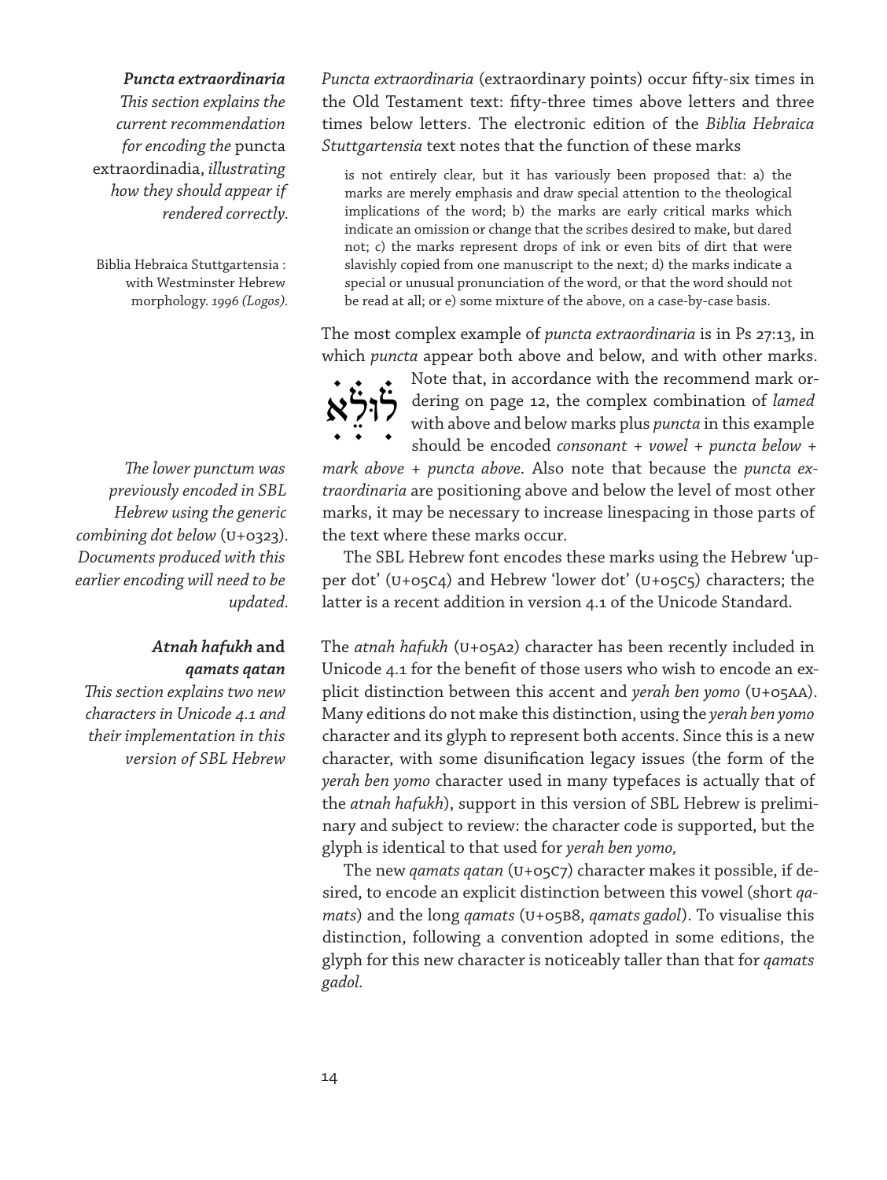### *Puncta extraordinaria*

*This section explains the current recommendation for encoding the* puncta extraordinadia, *illustrating how they should appear if rendered correctly*.

*Puncta extraordinaria* (extraordinary points) occur fifty-six times in the Old Testament text: fifty-three times above letters and three times below letters. The electronic edition of the *Biblia Hebraica Stuttgartensia* text notes that the function of these marks

> is not entirely clear, but it has variously been proposed that: a) the marks are merely emphasis and draw special attention to the theological implications of the word; b) the marks are early critical marks which indicate an omission or change that the scribes desired to make, but dared not; c) the marks represent drops of ink or even bits of dirt that were slavishly copied from one manuscript to the next; d) the marks indicate a special or unusual pronunciation of the word, or that the word should not be read at all; or e) some mixture of the above, on a case-by-case basis.

Biblia Hebraica Stuttgartensia : with Westminster Hebrew morphology. *1996 (Logos).*

The most complex example of *puncta extraordinaria* is in Ps 27:13, in which *puncta* appear both above and below, and with other marks. לֻׄוּׅלֵׅׄאׅׄ Note that, in accordance with the recommend mark ordering on page 12, the complex combination of *lamed* with above and below marks plus *puncta* in this example should be encoded *consonant + vowel + puncta below + mark above + puncta above*. Also note that because the *puncta extraordinaria* are positioning above and below the level of most other marks, it may be necessary to increase linespacing in those parts of the text where these marks occur.

*The lower punctum was previously encoded in SBL Hebrew using the generic combining dot below* (U+0323). *Documents produced with this earlier encoding will need to be updated*.

The SBL Hebrew font encodes these marks using the Hebrew 'upper dot' (U+05C4) and Hebrew 'lower dot' (U+05C5) characters; the latter is a recent addition in version 4.1 of the Unicode Standard.

### *Atnah hafukh* and *qamats qatan*

*This section explains two new characters in Unicode 4.1 and their implementation in this version of SBL Hebrew*

The *atnah hafukh* (U+05A2) character has been recently included in Unicode 4.1 for the benefit of those users who wish to encode an explicit distinction between this accent and *yerah ben yomo* (U+05AA). Many editions do not make this distinction, using the *yerah ben yomo* character and its glyph to represent both accents. Since this is a new character, with some disunification legacy issues (the form of the *yerah ben yomo* character used in many typefaces is actually that of the *atnah hafukh*), support in this version of SBL Hebrew is preliminary and subject to review: the character code is supported, but the glyph is identical to that used for *yerah ben yomo,*

The new *qamats qatan* (U+05C7) character makes it possible, if desired, to encode an explicit distinction between this vowel (short *qamats*) and the long *qamats* (U+05B8, *qamats gadol*). To visualise this distinction, following a convention adopted in some editions, the glyph for this new character is noticeably taller than that for *qamats gadol*.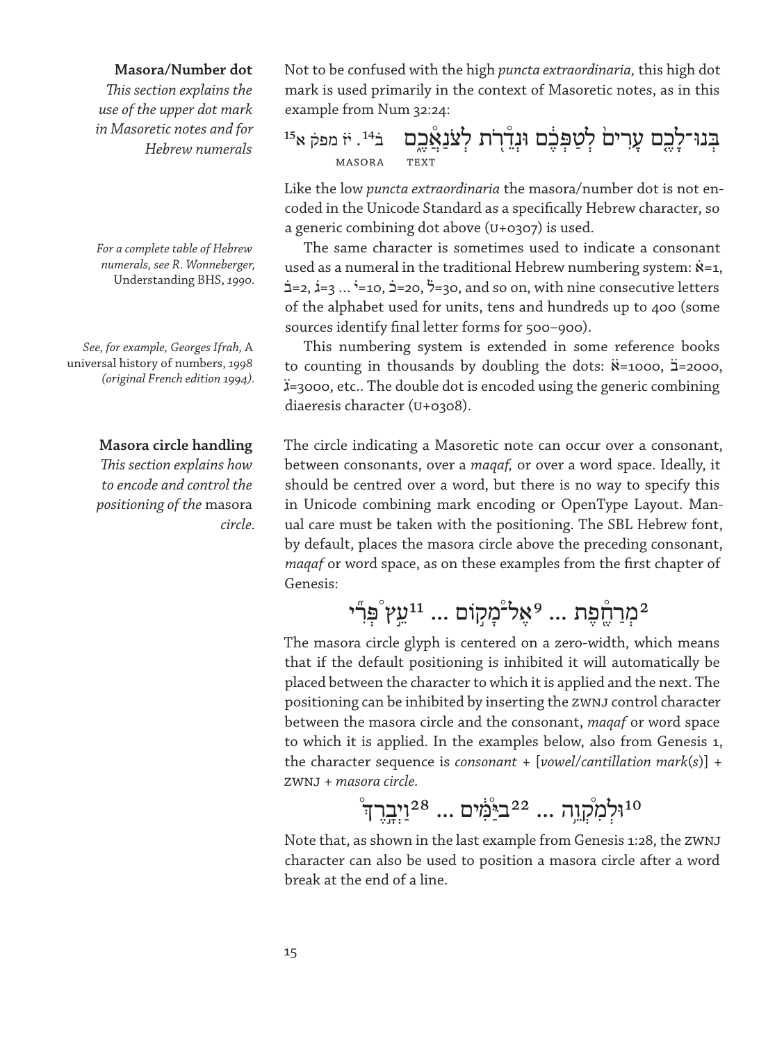**Masora/Number dot**

*This section explains the use of the upper dot mark in Masoretic notes and for Hebrew numerals*

Not to be confused with the high *puncta extraordinaria,* this high dot mark is used primarily in the context of Masoretic notes, as in this example from Num 32:24:

בְּנוּ־לָכֶם עָרִים֙ לְטַפְּכֶ֔ם וּגְדֵרֹ֖ת לְצֹנַאֲכֶ֑ם בּ̇[14]. יז̇ מפק א[15]

MASORA TEXT

Like the low *puncta extraordinaria* the masora/number dot is not encoded in the Unicode Standard as a specifically Hebrew character, so a generic combining dot above (U+0307) is used.

*For a complete table of Hebrew numerals, see R. Wonneberger,* Understanding BHS, *1990.*

The same character is sometimes used to indicate a consonant used as a numeral in the traditional Hebrew numbering system: א̇=1, ב̇=2, ג̇=3 … י̇=10, כ̇=20, ל̇=30, and so on, with nine consecutive letters of the alphabet used for units, tens and hundreds up to 400 (some sources identify final letter forms for 500–900).

*See, for example, Georges Ifrah,* A universal history of numbers, *1998 (original French edition 1994).*

This numbering system is extended in some reference books to counting in thousands by doubling the dots: א̈=1000, ב̈=2000, ג̈=3000, etc.. The double dot is encoded using the generic combining diaeresis character (U+0308).

**Masora circle handling**

*This section explains how to encode and control the positioning of the* masora *circle.*

The circle indicating a Masoretic note can occur over a consonant, between consonants, over a *maqaf,* or over a word space. Ideally, it should be centred over a word, but there is no way to specify this in Unicode combining mark encoding or OpenType Layout. Manual care must be taken with the positioning. The SBL Hebrew font, by default, places the masora circle above the preceding consonant, *maqaf* or word space, as on these examples from the first chapter of Genesis:

[2]מְרַחֶ֖פֶת ... [9]אֶל־֯מָק֣וֹם ... [11]עֵ֣ץ ֯פְּרִ֞י

The masora circle glyph is centered on a zero-width, which means that if the default positioning is inhibited it will automatically be placed between the character to which it is applied and the next. The positioning can be inhibited by inserting the ZWNJ control character between the masora circle and the consonant, *maqaf* or word space to which it is applied. In the examples below, also from Genesis 1, the character sequence is *consonant* + [*vowel/cantillation mark(s)*] + ZWNJ + *masora circle.*

[10]וּלְמִקְוֵ֥ה ... [22]בַּיַּמִּ֔ים ... [28]וַיְבָ֣רֶךְ֯

Note that, as shown in the last example from Genesis 1:28, the ZWNJ character can also be used to position a masora circle after a word break at the end of a line.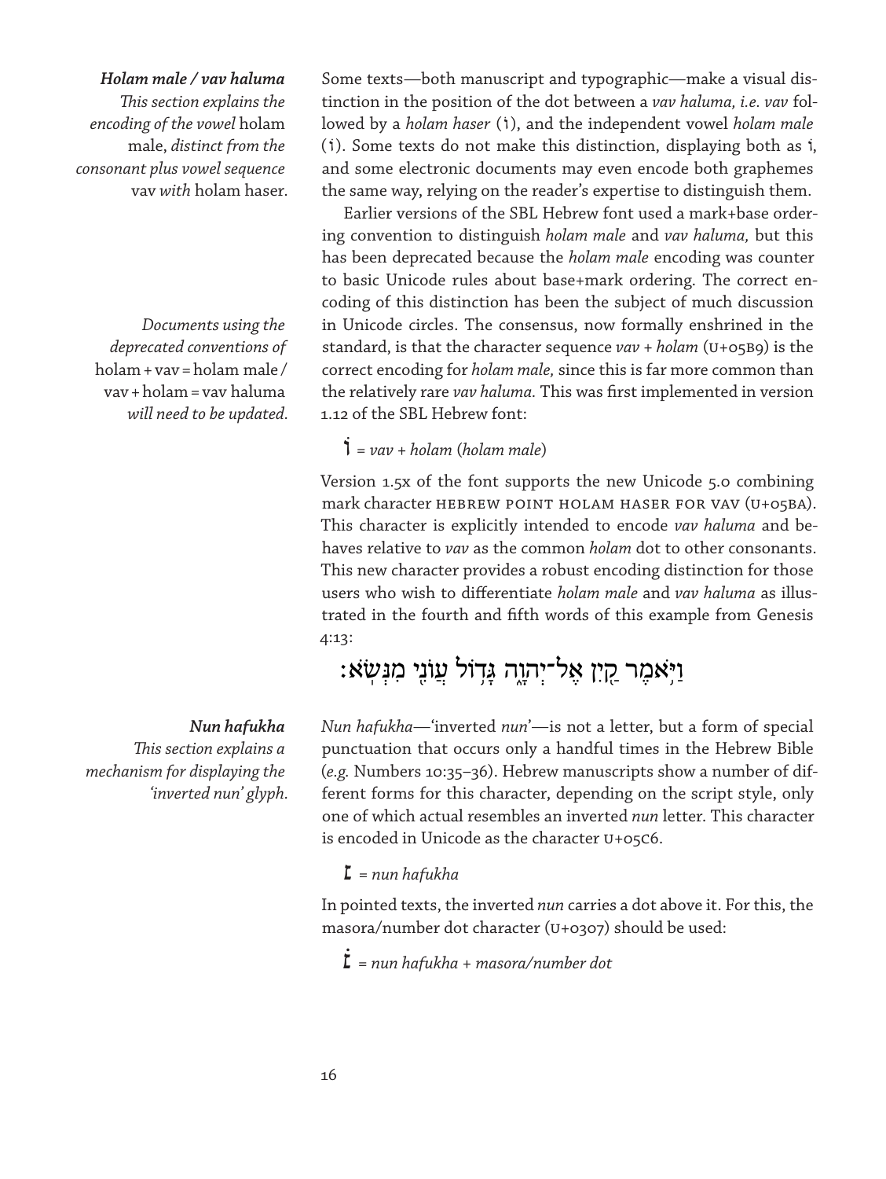***Holam male / vav haluma***

*This section explains the encoding of the vowel* holam male, *distinct from the consonant plus vowel sequence* vav *with* holam haser.

Some texts—both manuscript and typographic—make a visual distinction in the position of the dot between a *vav haluma, i.e. vav* followed by a *holam haser* (וֹ), and the independent vowel *holam male* (וֹ). Some texts do not make this distinction, displaying both as וֹ, and some electronic documents may even encode both graphemes the same way, relying on the reader's expertise to distinguish them.

Earlier versions of the SBL Hebrew font used a mark+base ordering convention to distinguish *holam male* and *vav haluma,* but this has been deprecated because the *holam male* encoding was counter to basic Unicode rules about base+mark ordering. The correct encoding of this distinction has been the subject of much discussion in Unicode circles. The consensus, now formally enshrined in the standard, is that the character sequence *vav + holam* (U+05B9) is the correct encoding for *holam male,* since this is far more common than the relatively rare *vav haluma.* This was first implemented in version 1.12 of the SBL Hebrew font:

*Documents using the deprecated conventions of* holam + vav = holam male / vav + holam = vav haluma *will need to be updated.*

וֹ = *vav + holam* (*holam male*)

Version 1.5x of the font supports the new Unicode 5.0 combining mark character HEBREW POINT HOLAM HASER FOR VAV (U+05BA). This character is explicitly intended to encode *vav haluma* and behaves relative to *vav* as the common *holam* dot to other consonants. This new character provides a robust encoding distinction for those users who wish to differentiate *holam male* and *vav haluma* as illustrated in the fourth and fifth words of this example from Genesis 4:13:

וַיֹּ֥אמֶר קַ֖יִן אֶל־יְהוָ֑ה גָּד֥וֹל עֲוֺנִ֖י מִנְּשֹֽׂא׃

***Nun hafukha***

*This section explains a mechanism for displaying the 'inverted nun' glyph.*

*Nun hafukha*—'inverted *nun*'—is not a letter, but a form of special punctuation that occurs only a handful times in the Hebrew Bible (*e.g.* Numbers 10:35–36). Hebrew manuscripts show a number of different forms for this character, depending on the script style, only one of which actual resembles an inverted *nun* letter. This character is encoded in Unicode as the character U+05C6.

׆ = *nun hafukha*

In pointed texts, the inverted *nun* carries a dot above it. For this, the masora/number dot character (U+0307) should be used:

׆̇ = *nun hafukha + masora/number dot*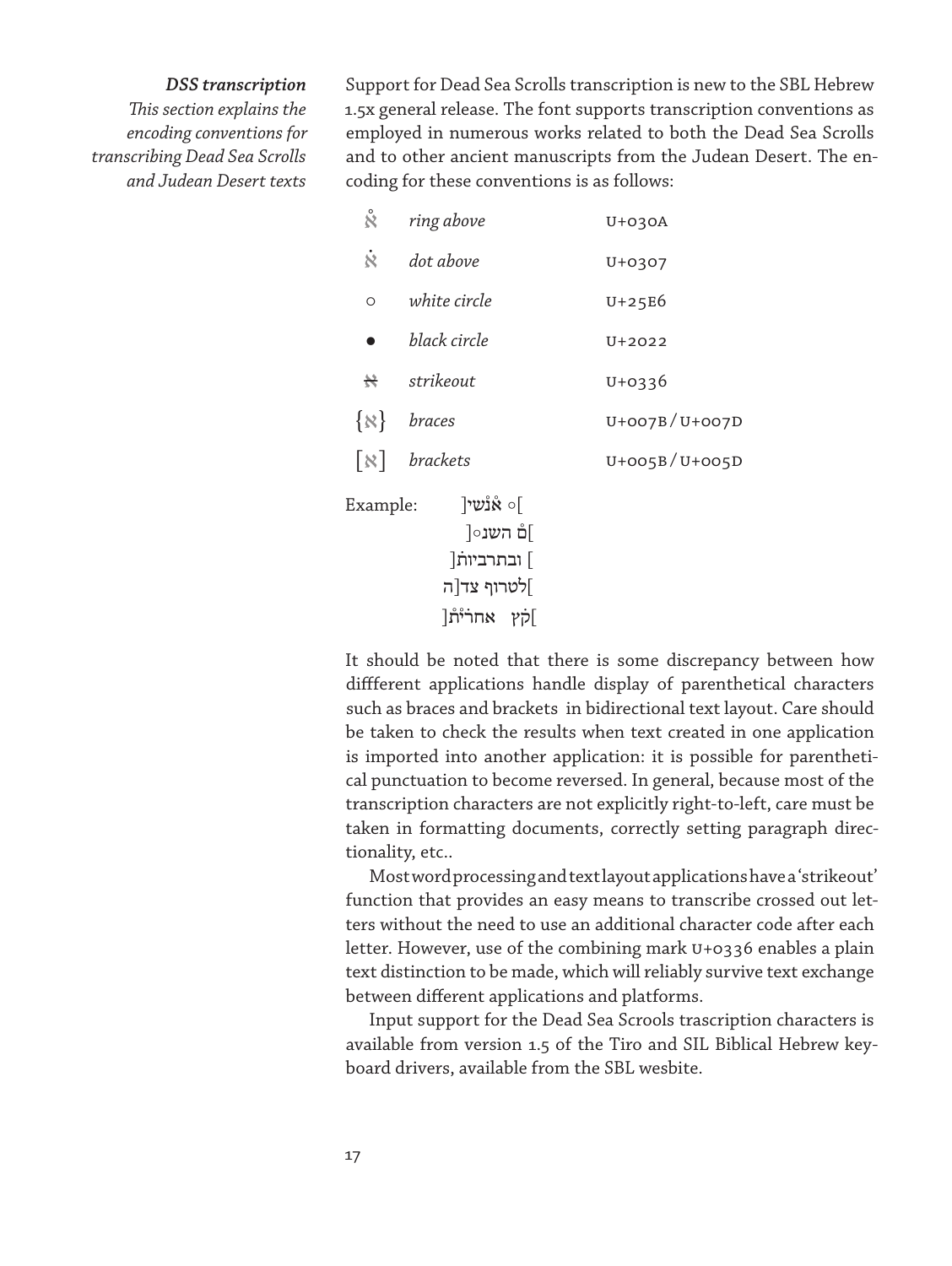*DSS transcription*

*This section explains the encoding conventions for transcribing Dead Sea Scrolls and Judean Desert texts*

Support for Dead Sea Scrolls transcription is new to the SBL Hebrew 1.5x general release. The font supports transcription conventions as employed in numerous works related to both the Dead Sea Scrolls and to other ancient manuscripts from the Judean Desert. The encoding for these conventions is as follows:

| | | |
|---|---|---|
| א̊ | *ring above* | U+030A |
| א̇ | *dot above* | U+0307 |
| ◦ | *white circle* | U+25E6 |
| • | *black circle* | U+2022 |
| א̶ | *strikeout* | U+0336 |
| {א} | *braces* | U+007B/U+007D |
| [א] | *brackets* | U+005B/U+005D |

Example:

[ ◦ א̊נ̇שי]
]ם̊ השנ◦[
] ובתרביות̇[
]לטרוף צד[ה
]ק̇ץ אחר̇י̊ת̊[

It should be noted that there is some discrepancy between how diffferent applications handle display of parenthetical characters such as braces and brackets in bidirectional text layout. Care should be taken to check the results when text created in one application is imported into another application: it is possible for parenthetical punctuation to become reversed. In general, because most of the transcription characters are not explicitly right-to-left, care must be taken in formatting documents, correctly setting paragraph directionality, etc..

Most word processing and text layout applications have a 'strikeout' function that provides an easy means to transcribe crossed out letters without the need to use an additional character code after each letter. However, use of the combining mark U+0336 enables a plain text distinction to be made, which will reliably survive text exchange between different applications and platforms.

Input support for the Dead Sea Scrools trascription characters is available from version 1.5 of the Tiro and SIL Biblical Hebrew keyboard drivers, available from the SBL wesbite.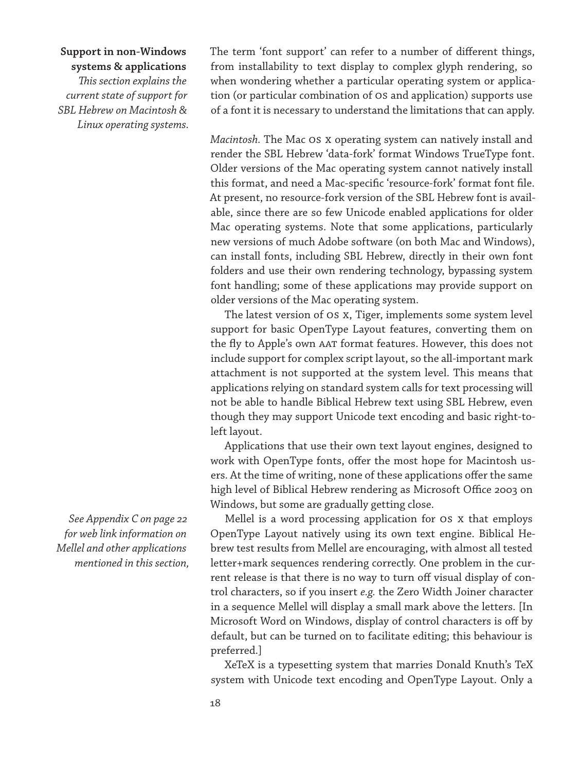## Support in non-Windows systems & applications

*This section explains the current state of support for SBL Hebrew on Macintosh & Linux operating systems.*

The term 'font support' can refer to a number of different things, from installability to text display to complex glyph rendering, so when wondering whether a particular operating system or application (or particular combination of OS and application) supports use of a font it is necessary to understand the limitations that can apply.

*Macintosh.* The Mac OS X operating system can natively install and render the SBL Hebrew 'data-fork' format Windows TrueType font. Older versions of the Mac operating system cannot natively install this format, and need a Mac-specific 'resource-fork' format font file. At present, no resource-fork version of the SBL Hebrew font is available, since there are so few Unicode enabled applications for older Mac operating systems. Note that some applications, particularly new versions of much Adobe software (on both Mac and Windows), can install fonts, including SBL Hebrew, directly in their own font folders and use their own rendering technology, bypassing system font handling; some of these applications may provide support on older versions of the Mac operating system.

The latest version of OS X, Tiger, implements some system level support for basic OpenType Layout features, converting them on the fly to Apple's own AAT format features. However, this does not include support for complex script layout, so the all-important mark attachment is not supported at the system level. This means that applications relying on standard system calls for text processing will not be able to handle Biblical Hebrew text using SBL Hebrew, even though they may support Unicode text encoding and basic right-to-left layout.

Applications that use their own text layout engines, designed to work with OpenType fonts, offer the most hope for Macintosh users. At the time of writing, none of these applications offer the same high level of Biblical Hebrew rendering as Microsoft Office 2003 on Windows, but some are gradually getting close.

*See Appendix C on page 22 for web link information on Mellel and other applications mentioned in this section,*

Mellel is a word processing application for OS X that employs OpenType Layout natively using its own text engine. Biblical Hebrew test results from Mellel are encouraging, with almost all tested letter+mark sequences rendering correctly. One problem in the current release is that there is no way to turn off visual display of control characters, so if you insert *e.g.* the Zero Width Joiner character in a sequence Mellel will display a small mark above the letters. [In Microsoft Word on Windows, display of control characters is off by default, but can be turned on to facilitate editing; this behaviour is preferred.]

XeTeX is a typesetting system that marries Donald Knuth's TeX system with Unicode text encoding and OpenType Layout. Only a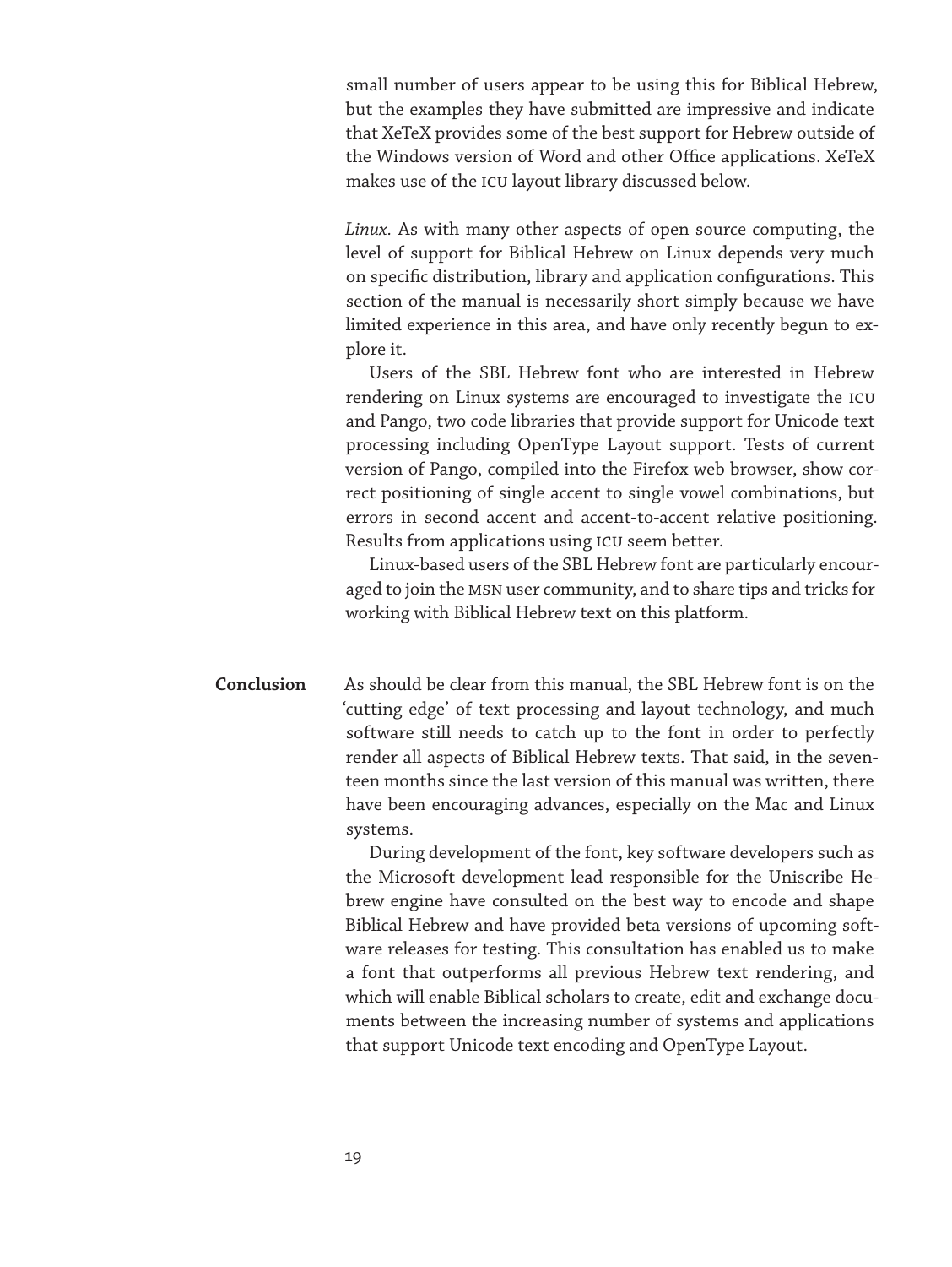small number of users appear to be using this for Biblical Hebrew, but the examples they have submitted are impressive and indicate that XeTeX provides some of the best support for Hebrew outside of the Windows version of Word and other Office applications. XeTeX makes use of the ICU layout library discussed below.

*Linux.* As with many other aspects of open source computing, the level of support for Biblical Hebrew on Linux depends very much on specific distribution, library and application configurations. This section of the manual is necessarily short simply because we have limited experience in this area, and have only recently begun to explore it.

Users of the SBL Hebrew font who are interested in Hebrew rendering on Linux systems are encouraged to investigate the ICU and Pango, two code libraries that provide support for Unicode text processing including OpenType Layout support. Tests of current version of Pango, compiled into the Firefox web browser, show correct positioning of single accent to single vowel combinations, but errors in second accent and accent-to-accent relative positioning. Results from applications using ICU seem better.

Linux-based users of the SBL Hebrew font are particularly encouraged to join the MSN user community, and to share tips and tricks for working with Biblical Hebrew text on this platform.

## Conclusion

As should be clear from this manual, the SBL Hebrew font is on the 'cutting edge' of text processing and layout technology, and much software still needs to catch up to the font in order to perfectly render all aspects of Biblical Hebrew texts. That said, in the seventeen months since the last version of this manual was written, there have been encouraging advances, especially on the Mac and Linux systems.

During development of the font, key software developers such as the Microsoft development lead responsible for the Uniscribe Hebrew engine have consulted on the best way to encode and shape Biblical Hebrew and have provided beta versions of upcoming software releases for testing. This consultation has enabled us to make a font that outperforms all previous Hebrew text rendering, and which will enable Biblical scholars to create, edit and exchange documents between the increasing number of systems and applications that support Unicode text encoding and OpenType Layout.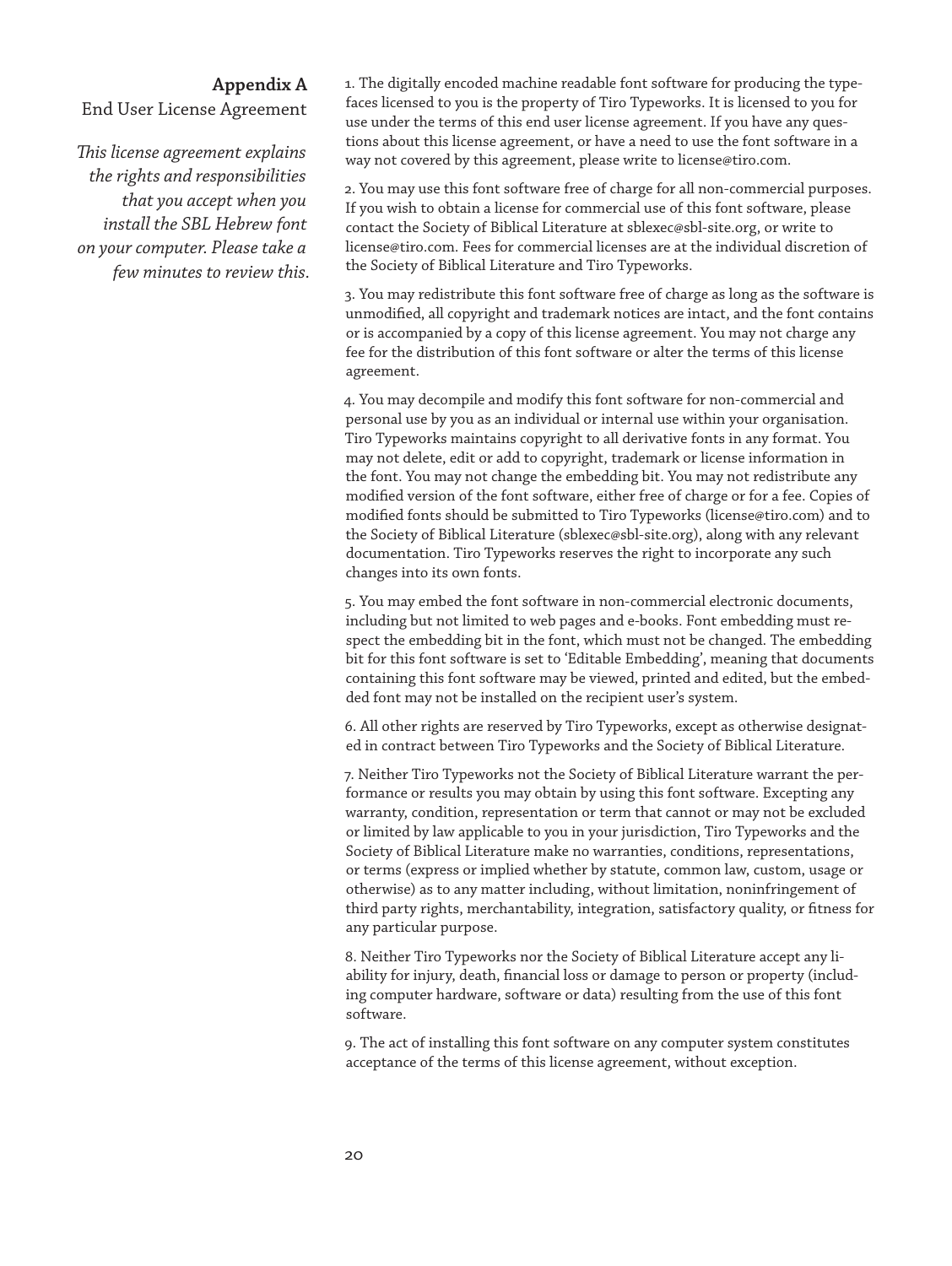## Appendix A

End User License Agreement

*This license agreement explains the rights and responsibilities that you accept when you install the SBL Hebrew font on your computer. Please take a few minutes to review this.*

1. The digitally encoded machine readable font software for producing the typefaces licensed to you is the property of Tiro Typeworks. It is licensed to you for use under the terms of this end user license agreement. If you have any questions about this license agreement, or have a need to use the font software in a way not covered by this agreement, please write to license@tiro.com.

2. You may use this font software free of charge for all non-commercial purposes. If you wish to obtain a license for commercial use of this font software, please contact the Society of Biblical Literature at sblexec@sbl-site.org, or write to license@tiro.com. Fees for commercial licenses are at the individual discretion of the Society of Biblical Literature and Tiro Typeworks.

3. You may redistribute this font software free of charge as long as the software is unmodified, all copyright and trademark notices are intact, and the font contains or is accompanied by a copy of this license agreement. You may not charge any fee for the distribution of this font software or alter the terms of this license agreement.

4. You may decompile and modify this font software for non-commercial and personal use by you as an individual or internal use within your organisation. Tiro Typeworks maintains copyright to all derivative fonts in any format. You may not delete, edit or add to copyright, trademark or license information in the font. You may not change the embedding bit. You may not redistribute any modified version of the font software, either free of charge or for a fee. Copies of modified fonts should be submitted to Tiro Typeworks (license@tiro.com) and to the Society of Biblical Literature (sblexec@sbl-site.org), along with any relevant documentation. Tiro Typeworks reserves the right to incorporate any such changes into its own fonts.

5. You may embed the font software in non-commercial electronic documents, including but not limited to web pages and e-books. Font embedding must respect the embedding bit in the font, which must not be changed. The embedding bit for this font software is set to 'Editable Embedding', meaning that documents containing this font software may be viewed, printed and edited, but the embedded font may not be installed on the recipient user's system.

6. All other rights are reserved by Tiro Typeworks, except as otherwise designated in contract between Tiro Typeworks and the Society of Biblical Literature.

7. Neither Tiro Typeworks not the Society of Biblical Literature warrant the performance or results you may obtain by using this font software. Excepting any warranty, condition, representation or term that cannot or may not be excluded or limited by law applicable to you in your jurisdiction, Tiro Typeworks and the Society of Biblical Literature make no warranties, conditions, representations, or terms (express or implied whether by statute, common law, custom, usage or otherwise) as to any matter including, without limitation, noninfringement of third party rights, merchantability, integration, satisfactory quality, or fitness for any particular purpose.

8. Neither Tiro Typeworks nor the Society of Biblical Literature accept any liability for injury, death, financial loss or damage to person or property (including computer hardware, software or data) resulting from the use of this font software.

9. The act of installing this font software on any computer system constitutes acceptance of the terms of this license agreement, without exception.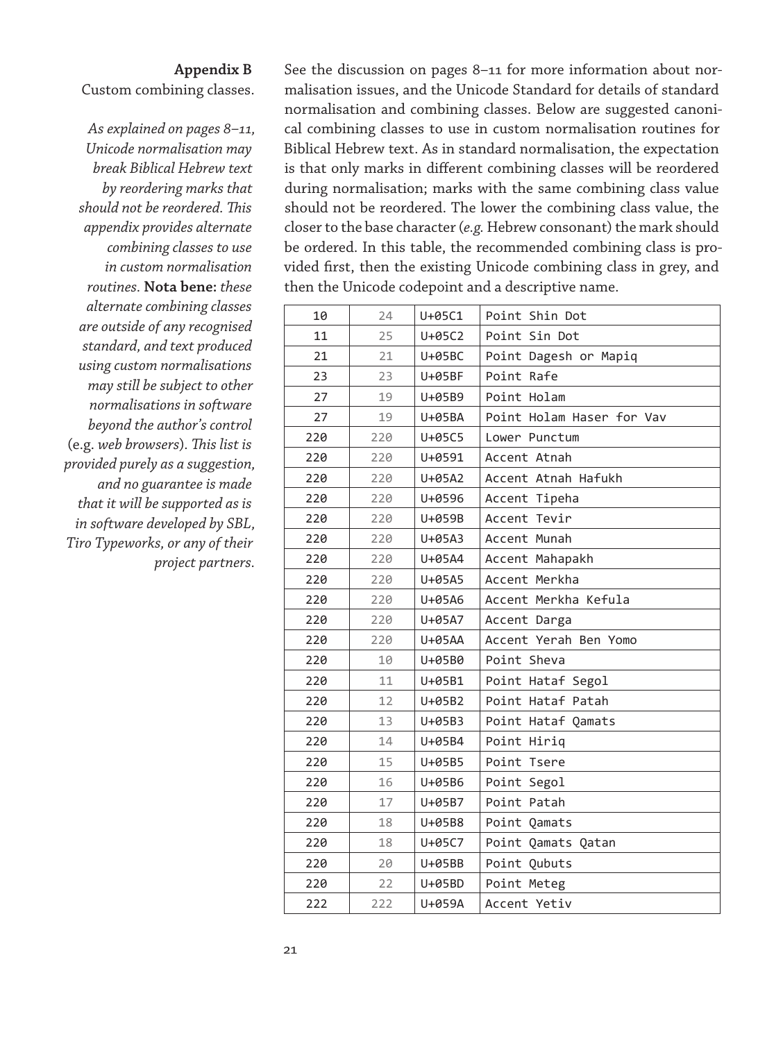**Appendix B**

Custom combining classes.

*As explained on pages 8–11, Unicode normalisation may break Biblical Hebrew text by reordering marks that should not be reordered. This appendix provides alternate combining classes to use in custom normalisation routines.* **Nota bene:** *these alternate combining classes are outside of any recognised standard, and text produced using custom normalisations may still be subject to other normalisations in software beyond the author's control* (e.g. *web browsers*). *This list is provided purely as a suggestion, and no guarantee is made that it will be supported as is in software developed by SBL, Tiro Typeworks, or any of their project partners.*

See the discussion on pages 8–11 for more information about normalisation issues, and the Unicode Standard for details of standard normalisation and combining classes. Below are suggested canonical combining classes to use in custom normalisation routines for Biblical Hebrew text. As in standard normalisation, the expectation is that only marks in different combining classes will be reordered during normalisation; marks with the same combining class value should not be reordered. The lower the combining class value, the closer to the base character (*e.g.* Hebrew consonant) the mark should be ordered. In this table, the recommended combining class is provided first, then the existing Unicode combining class in grey, and then the Unicode codepoint and a descriptive name.

| | | | |
|---|---|---|---|
| 10 | 24 | U+05C1 | Point Shin Dot |
| 11 | 25 | U+05C2 | Point Sin Dot |
| 21 | 21 | U+05BC | Point Dagesh or Mapiq |
| 23 | 23 | U+05BF | Point Rafe |
| 27 | 19 | U+05B9 | Point Holam |
| 27 | 19 | U+05BA | Point Holam Haser for Vav |
| 220 | 220 | U+05C5 | Lower Punctum |
| 220 | 220 | U+0591 | Accent Atnah |
| 220 | 220 | U+05A2 | Accent Atnah Hafukh |
| 220 | 220 | U+0596 | Accent Tipeha |
| 220 | 220 | U+059B | Accent Tevir |
| 220 | 220 | U+05A3 | Accent Munah |
| 220 | 220 | U+05A4 | Accent Mahapakh |
| 220 | 220 | U+05A5 | Accent Merkha |
| 220 | 220 | U+05A6 | Accent Merkha Kefula |
| 220 | 220 | U+05A7 | Accent Darga |
| 220 | 220 | U+05AA | Accent Yerah Ben Yomo |
| 220 | 10 | U+05B0 | Point Sheva |
| 220 | 11 | U+05B1 | Point Hataf Segol |
| 220 | 12 | U+05B2 | Point Hataf Patah |
| 220 | 13 | U+05B3 | Point Hataf Qamats |
| 220 | 14 | U+05B4 | Point Hiriq |
| 220 | 15 | U+05B5 | Point Tsere |
| 220 | 16 | U+05B6 | Point Segol |
| 220 | 17 | U+05B7 | Point Patah |
| 220 | 18 | U+05B8 | Point Qamats |
| 220 | 18 | U+05C7 | Point Qamats Qatan |
| 220 | 20 | U+05BB | Point Qubuts |
| 220 | 22 | U+05BD | Point Meteg |
| 222 | 222 | U+059A | Accent Yetiv |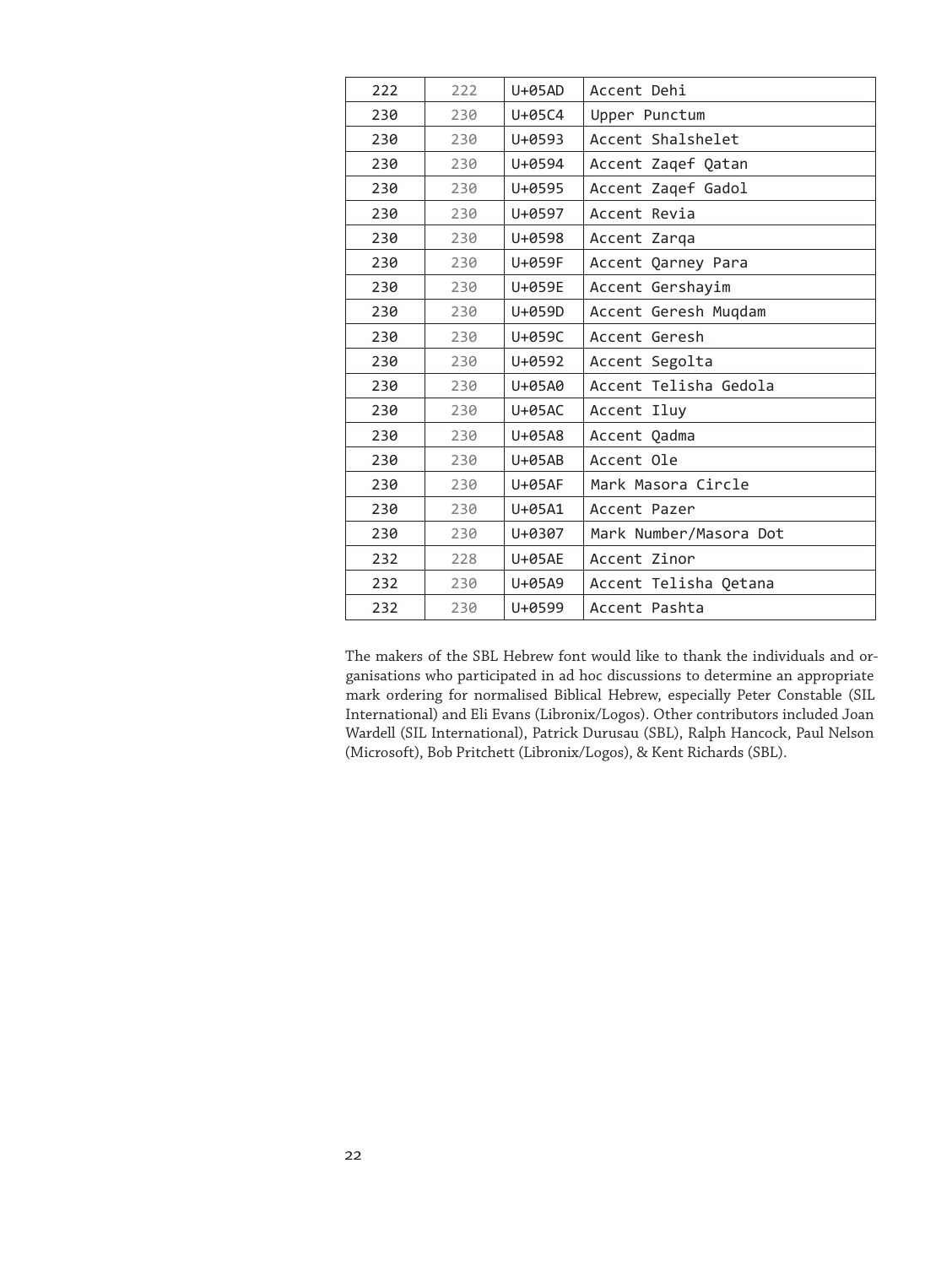| 222 | 222 | U+05AD | Accent Dehi |
|---|---|---|---|
| 230 | 230 | U+05C4 | Upper Punctum |
| 230 | 230 | U+0593 | Accent Shalshelet |
| 230 | 230 | U+0594 | Accent Zaqef Qatan |
| 230 | 230 | U+0595 | Accent Zaqef Gadol |
| 230 | 230 | U+0597 | Accent Revia |
| 230 | 230 | U+0598 | Accent Zarqa |
| 230 | 230 | U+059F | Accent Qarney Para |
| 230 | 230 | U+059E | Accent Gershayim |
| 230 | 230 | U+059D | Accent Geresh Muqdam |
| 230 | 230 | U+059C | Accent Geresh |
| 230 | 230 | U+0592 | Accent Segolta |
| 230 | 230 | U+05A0 | Accent Telisha Gedola |
| 230 | 230 | U+05AC | Accent Iluy |
| 230 | 230 | U+05A8 | Accent Qadma |
| 230 | 230 | U+05AB | Accent Ole |
| 230 | 230 | U+05AF | Mark Masora Circle |
| 230 | 230 | U+05A1 | Accent Pazer |
| 230 | 230 | U+0307 | Mark Number/Masora Dot |
| 232 | 228 | U+05AE | Accent Zinor |
| 232 | 230 | U+05A9 | Accent Telisha Qetana |
| 232 | 230 | U+0599 | Accent Pashta |

The makers of the SBL Hebrew font would like to thank the individuals and organisations who participated in ad hoc discussions to determine an appropriate mark ordering for normalised Biblical Hebrew, especially Peter Constable (SIL International) and Eli Evans (Libronix/Logos). Other contributors included Joan Wardell (SIL International), Patrick Durusau (SBL), Ralph Hancock, Paul Nelson (Microsoft), Bob Pritchett (Libronix/Logos), & Kent Richards (SBL).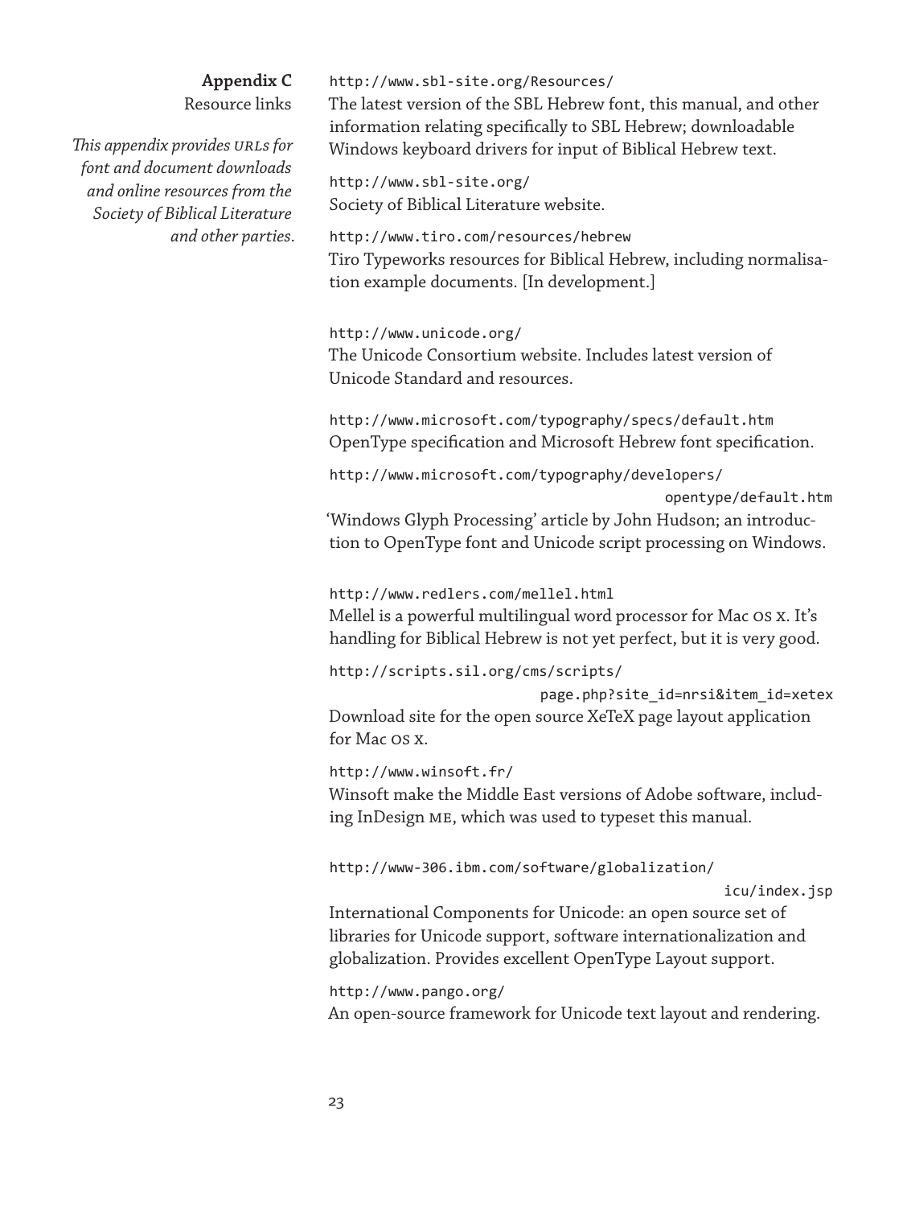## Appendix C

Resource links

*This appendix provides URLs for font and document downloads and online resources from the Society of Biblical Literature and other parties.*

http://www.sbl-site.org/Resources/
The latest version of the SBL Hebrew font, this manual, and other information relating specifically to SBL Hebrew; downloadable Windows keyboard drivers for input of Biblical Hebrew text.

http://www.sbl-site.org/
Society of Biblical Literature website.

http://www.tiro.com/resources/hebrew
Tiro Typeworks resources for Biblical Hebrew, including normalisation example documents. [In development.]

http://www.unicode.org/
The Unicode Consortium website. Includes latest version of Unicode Standard and resources.

http://www.microsoft.com/typography/specs/default.htm
OpenType specification and Microsoft Hebrew font specification.

http://www.microsoft.com/typography/developers/opentype/default.htm
'Windows Glyph Processing' article by John Hudson; an introduction to OpenType font and Unicode script processing on Windows.

http://www.redlers.com/mellel.html
Mellel is a powerful multilingual word processor for Mac OS X. It's handling for Biblical Hebrew is not yet perfect, but it is very good.

http://scripts.sil.org/cms/scripts/page.php?site_id=nrsi&item_id=xetex
Download site for the open source XeTeX page layout application for Mac OS X.

http://www.winsoft.fr/
Winsoft make the Middle East versions of Adobe software, including InDesign ME, which was used to typeset this manual.

http://www-306.ibm.com/software/globalization/icu/index.jsp
International Components for Unicode: an open source set of libraries for Unicode support, software internationalization and globalization. Provides excellent OpenType Layout support.

http://www.pango.org/
An open-source framework for Unicode text layout and rendering.